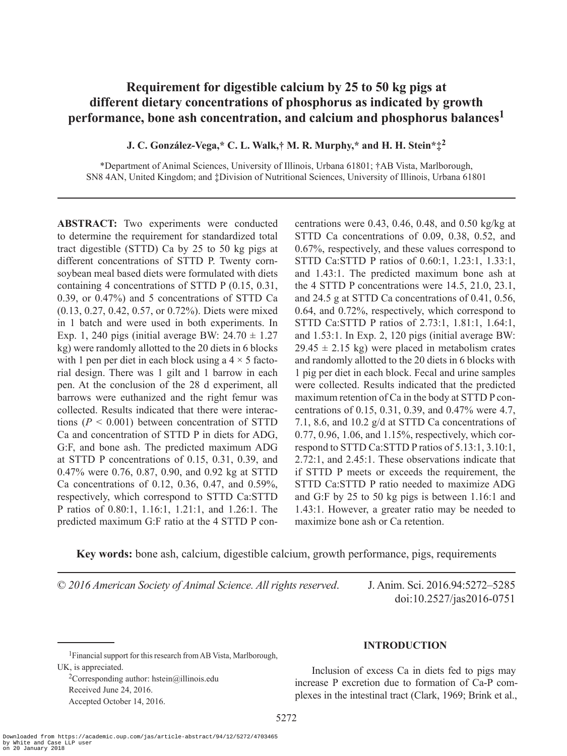# Requirement for digestible calcium by 25 to 50 kg pigs at different dietary concentrations of phosphorus as indicated by growth performance, bone ash concentration, and calcium and phosphorus balances[1]

**J. C. González-Vega,* C. L. Walk,† M. R. Murphy,* and H. H. Stein*‡[2]**

*Department of Animal Sciences, University of Illinois, Urbana 61801; †AB Vista, Marlborough, SN8 4AN, United Kingdom; and ‡Division of Nutritional Sciences, University of Illinois, Urbana 61801

**ABSTRACT:** Two experiments were conducted to determine the requirement for standardized total tract digestible (STTD) Ca by 25 to 50 kg pigs at different concentrations of STTD P. Twenty corn-soybean meal based diets were formulated with diets containing 4 concentrations of STTD P (0.15, 0.31, 0.39, or 0.47%) and 5 concentrations of STTD Ca (0.13, 0.27, 0.42, 0.57, or 0.72%). Diets were mixed in 1 batch and were used in both experiments. In Exp. 1, 240 pigs (initial average BW: 24.70 ± 1.27 kg) were randomly allotted to the 20 diets in 6 blocks with 1 pen per diet in each block using a 4 × 5 factorial design. There was 1 gilt and 1 barrow in each pen. At the conclusion of the 28 d experiment, all barrows were euthanized and the right femur was collected. Results indicated that there were interactions ($P < 0.001$) between concentration of STTD Ca and concentration of STTD P in diets for ADG, G:F, and bone ash. The predicted maximum ADG at STTD P concentrations of 0.15, 0.31, 0.39, and 0.47% were 0.76, 0.87, 0.90, and 0.92 kg at STTD Ca concentrations of 0.12, 0.36, 0.47, and 0.59%, respectively, which correspond to STTD Ca:STTD P ratios of 0.80:1, 1.16:1, 1.21:1, and 1.26:1. The predicted maximum G:F ratio at the 4 STTD P concentrations were 0.43, 0.46, 0.48, and 0.50 kg/kg at STTD Ca concentrations of 0.09, 0.38, 0.52, and 0.67%, respectively, and these values correspond to STTD Ca:STTD P ratios of 0.60:1, 1.23:1, 1.33:1, and 1.43:1. The predicted maximum bone ash at the 4 STTD P concentrations were 14.5, 21.0, 23.1, and 24.5 g at STTD Ca concentrations of 0.41, 0.56, 0.64, and 0.72%, respectively, which correspond to STTD Ca:STTD P ratios of 2.73:1, 1.81:1, 1.64:1, and 1.53:1. In Exp. 2, 120 pigs (initial average BW: 29.45 ± 2.15 kg) were placed in metabolism crates and randomly allotted to the 20 diets in 6 blocks with 1 pig per diet in each block. Fecal and urine samples were collected. Results indicated that the predicted maximum retention of Ca in the body at STTD P concentrations of 0.15, 0.31, 0.39, and 0.47% were 4.7, 7.1, 8.6, and 10.2 g/d at STTD Ca concentrations of 0.77, 0.96, 1.06, and 1.15%, respectively, which correspond to STTD Ca:STTD P ratios of 5.13:1, 3.10:1, 2.72:1, and 2.45:1. These observations indicate that if STTD P meets or exceeds the requirement, the STTD Ca:STTD P ratio needed to maximize ADG and G:F by 25 to 50 kg pigs is between 1.16:1 and 1.43:1. However, a greater ratio may be needed to maximize bone ash or Ca retention.

**Key words:** bone ash, calcium, digestible calcium, growth performance, pigs, requirements

*© 2016 American Society of Animal Science. All rights reserved.* J. Anim. Sci. 2016.94:5272–5285 doi:10.2527/jas2016-0751

[1]Financial support for this research from AB Vista, Marlborough, UK, is appreciated.

[2]Corresponding author: hstein@illinois.edu

Received June 24, 2016.

Accepted October 14, 2016.

## INTRODUCTION

Inclusion of excess Ca in diets fed to pigs may increase P excretion due to formation of Ca-P complexes in the intestinal tract (Clark, 1969; Brink et al.,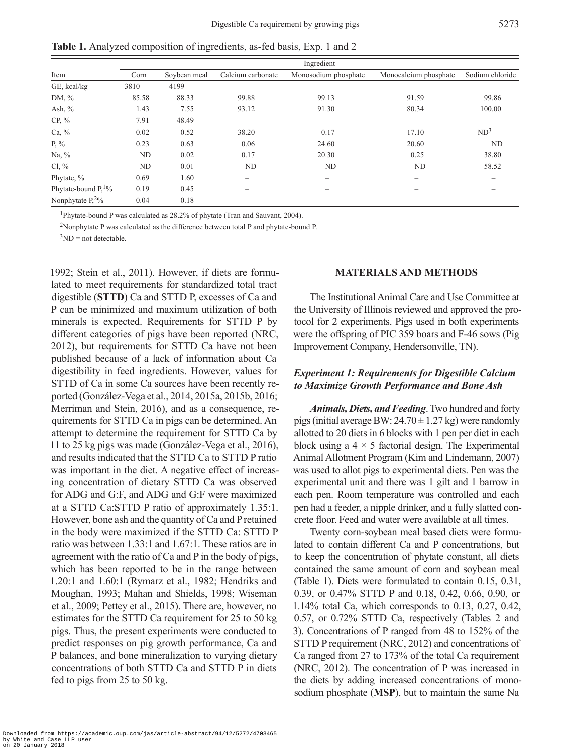**Table 1.** Analyzed composition of ingredients, as-fed basis, Exp. 1 and 2

| | Ingredient | | | | | |
|---|---|---|---|---|---|---|
| Item | Corn | Soybean meal | Calcium carbonate | Monosodium phosphate | Monocalcium phosphate | Sodium chloride |
| GE, kcal/kg | 3810 | 4199 | – | – | – | – |
| DM, % | 85.58 | 88.33 | 99.88 | 99.13 | 91.59 | 99.86 |
| Ash, % | 1.43 | 7.55 | 93.12 | 91.30 | 80.34 | 100.00 |
| CP, % | 7.91 | 48.49 | – | – | – | – |
| Ca, % | 0.02 | 0.52 | 38.20 | 0.17 | 17.10 | ND[3] |
| P, % | 0.23 | 0.63 | 0.06 | 24.60 | 20.60 | ND |
| Na, % | ND | 0.02 | 0.17 | 20.30 | 0.25 | 38.80 |
| Cl, % | ND | 0.01 | ND | ND | ND | 58.52 |
| Phytate, % | 0.69 | 1.60 | – | – | – | – |
| Phytate-bound P,[1]% | 0.19 | 0.45 | – | – | – | – |
| Nonphytate P,[2]% | 0.04 | 0.18 | – | – | – | – |

[1]Phytate-bound P was calculated as 28.2% of phytate (Tran and Sauvant, 2004).

[2]Nonphytate P was calculated as the difference between total P and phytate-bound P.

[3]ND = not detectable.

1992; Stein et al., 2011). However, if diets are formulated to meet requirements for standardized total tract digestible (**STTD**) Ca and STTD P, excesses of Ca and P can be minimized and maximum utilization of both minerals is expected. Requirements for STTD P by different categories of pigs have been reported (NRC, 2012), but requirements for STTD Ca have not been published because of a lack of information about Ca digestibility in feed ingredients. However, values for STTD of Ca in some Ca sources have been recently reported (González-Vega et al., 2014, 2015a, 2015b, 2016; Merriman and Stein, 2016), and as a consequence, requirements for STTD Ca in pigs can be determined. An attempt to determine the requirement for STTD Ca by 11 to 25 kg pigs was made (González-Vega et al., 2016), and results indicated that the STTD Ca to STTD P ratio was important in the diet. A negative effect of increasing concentration of dietary STTD Ca was observed for ADG and G:F, and ADG and G:F were maximized at a STTD Ca:STTD P ratio of approximately 1.35:1. However, bone ash and the quantity of Ca and P retained in the body were maximized if the STTD Ca: STTD P ratio was between 1.33:1 and 1.67:1. These ratios are in agreement with the ratio of Ca and P in the body of pigs, which has been reported to be in the range between 1.20:1 and 1.60:1 (Rymarz et al., 1982; Hendriks and Moughan, 1993; Mahan and Shields, 1998; Wiseman et al., 2009; Pettey et al., 2015). There are, however, no estimates for the STTD Ca requirement for 25 to 50 kg pigs. Thus, the present experiments were conducted to predict responses on pig growth performance, Ca and P balances, and bone mineralization to varying dietary concentrations of both STTD Ca and STTD P in diets fed to pigs from 25 to 50 kg.

## MATERIALS AND METHODS

The Institutional Animal Care and Use Committee at the University of Illinois reviewed and approved the protocol for 2 experiments. Pigs used in both experiments were the offspring of PIC 359 boars and F-46 sows (Pig Improvement Company, Hendersonville, TN).

### *Experiment 1: Requirements for Digestible Calcium to Maximize Growth Performance and Bone Ash*

***Animals, Diets, and Feeding***. Two hundred and forty pigs (initial average BW: $24.70 \pm 1.27$ kg) were randomly allotted to 20 diets in 6 blocks with 1 pen per diet in each block using a $4 \times 5$ factorial design. The Experimental Animal Allotment Program (Kim and Lindemann, 2007) was used to allot pigs to experimental diets. Pen was the experimental unit and there was 1 gilt and 1 barrow in each pen. Room temperature was controlled and each pen had a feeder, a nipple drinker, and a fully slatted concrete floor. Feed and water were available at all times.

Twenty corn-soybean meal based diets were formulated to contain different Ca and P concentrations, but to keep the concentration of phytate constant, all diets contained the same amount of corn and soybean meal (Table 1). Diets were formulated to contain 0.15, 0.31, 0.39, or 0.47% STTD P and 0.18, 0.42, 0.66, 0.90, or 1.14% total Ca, which corresponds to 0.13, 0.27, 0.42, 0.57, or 0.72% STTD Ca, respectively (Tables 2 and 3). Concentrations of P ranged from 48 to 152% of the STTD P requirement (NRC, 2012) and concentrations of Ca ranged from 27 to 173% of the total Ca requirement (NRC, 2012). The concentration of P was increased in the diets by adding increased concentrations of monosodium phosphate (**MSP**), but to maintain the same Na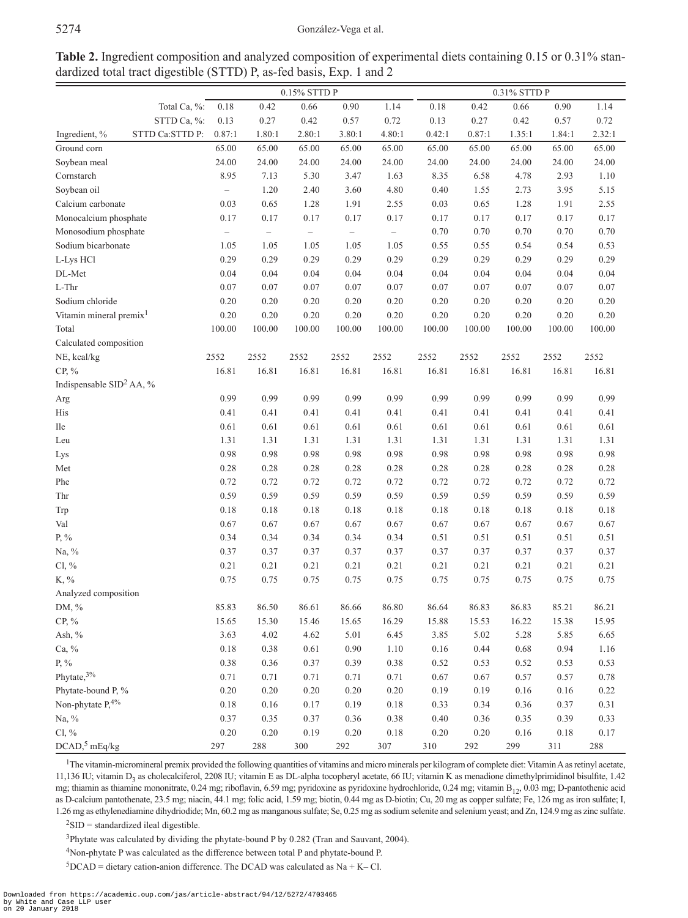**Table 2.** Ingredient composition and analyzed composition of experimental diets containing 0.15 or 0.31% standardized total tract digestible (STTD) P, as-fed basis, Exp. 1 and 2

| | 0.15% STTD P | | | | | 0.31% STTD P | | | | |
|---|---|---|---|---|---|---|---|---|---|---|
| Total Ca, %: | 0.18 | 0.42 | 0.66 | 0.90 | 1.14 | 0.18 | 0.42 | 0.66 | 0.90 | 1.14 |
| STTD Ca, %: | 0.13 | 0.27 | 0.42 | 0.57 | 0.72 | 0.13 | 0.27 | 0.42 | 0.57 | 0.72 |
| Ingredient, % — STTD Ca:STTD P: | 0.87:1 | 1.80:1 | 2.80:1 | 3.80:1 | 4.80:1 | 0.42:1 | 0.87:1 | 1.35:1 | 1.84:1 | 2.32:1 |
| Ground corn | 65.00 | 65.00 | 65.00 | 65.00 | 65.00 | 65.00 | 65.00 | 65.00 | 65.00 | 65.00 |
| Soybean meal | 24.00 | 24.00 | 24.00 | 24.00 | 24.00 | 24.00 | 24.00 | 24.00 | 24.00 | 24.00 |
| Cornstarch | 8.95 | 7.13 | 5.30 | 3.47 | 1.63 | 8.35 | 6.58 | 4.78 | 2.93 | 1.10 |
| Soybean oil | – | 1.20 | 2.40 | 3.60 | 4.80 | 0.40 | 1.55 | 2.73 | 3.95 | 5.15 |
| Calcium carbonate | 0.03 | 0.65 | 1.28 | 1.91 | 2.55 | 0.03 | 0.65 | 1.28 | 1.91 | 2.55 |
| Monocalcium phosphate | 0.17 | 0.17 | 0.17 | 0.17 | 0.17 | 0.17 | 0.17 | 0.17 | 0.17 | 0.17 |
| Monosodium phosphate | – | – | – | – | – | 0.70 | 0.70 | 0.70 | 0.70 | 0.70 |
| Sodium bicarbonate | 1.05 | 1.05 | 1.05 | 1.05 | 1.05 | 0.55 | 0.55 | 0.54 | 0.54 | 0.53 |
| L-Lys HCl | 0.29 | 0.29 | 0.29 | 0.29 | 0.29 | 0.29 | 0.29 | 0.29 | 0.29 | 0.29 |
| DL-Met | 0.04 | 0.04 | 0.04 | 0.04 | 0.04 | 0.04 | 0.04 | 0.04 | 0.04 | 0.04 |
| L-Thr | 0.07 | 0.07 | 0.07 | 0.07 | 0.07 | 0.07 | 0.07 | 0.07 | 0.07 | 0.07 |
| Sodium chloride | 0.20 | 0.20 | 0.20 | 0.20 | 0.20 | 0.20 | 0.20 | 0.20 | 0.20 | 0.20 |
| Vitamin mineral premix[1] | 0.20 | 0.20 | 0.20 | 0.20 | 0.20 | 0.20 | 0.20 | 0.20 | 0.20 | 0.20 |
| Total | 100.00 | 100.00 | 100.00 | 100.00 | 100.00 | 100.00 | 100.00 | 100.00 | 100.00 | 100.00 |
| Calculated composition | | | | | | | | | | |
| NE, kcal/kg | 2552 | 2552 | 2552 | 2552 | 2552 | 2552 | 2552 | 2552 | 2552 | 2552 |
| CP, % | 16.81 | 16.81 | 16.81 | 16.81 | 16.81 | 16.81 | 16.81 | 16.81 | 16.81 | 16.81 |
| Indispensable SID[2] AA, % | | | | | | | | | | |
| Arg | 0.99 | 0.99 | 0.99 | 0.99 | 0.99 | 0.99 | 0.99 | 0.99 | 0.99 | 0.99 |
| His | 0.41 | 0.41 | 0.41 | 0.41 | 0.41 | 0.41 | 0.41 | 0.41 | 0.41 | 0.41 |
| Ile | 0.61 | 0.61 | 0.61 | 0.61 | 0.61 | 0.61 | 0.61 | 0.61 | 0.61 | 0.61 |
| Leu | 1.31 | 1.31 | 1.31 | 1.31 | 1.31 | 1.31 | 1.31 | 1.31 | 1.31 | 1.31 |
| Lys | 0.98 | 0.98 | 0.98 | 0.98 | 0.98 | 0.98 | 0.98 | 0.98 | 0.98 | 0.98 |
| Met | 0.28 | 0.28 | 0.28 | 0.28 | 0.28 | 0.28 | 0.28 | 0.28 | 0.28 | 0.28 |
| Phe | 0.72 | 0.72 | 0.72 | 0.72 | 0.72 | 0.72 | 0.72 | 0.72 | 0.72 | 0.72 |
| Thr | 0.59 | 0.59 | 0.59 | 0.59 | 0.59 | 0.59 | 0.59 | 0.59 | 0.59 | 0.59 |
| Trp | 0.18 | 0.18 | 0.18 | 0.18 | 0.18 | 0.18 | 0.18 | 0.18 | 0.18 | 0.18 |
| Val | 0.67 | 0.67 | 0.67 | 0.67 | 0.67 | 0.67 | 0.67 | 0.67 | 0.67 | 0.67 |
| P, % | 0.34 | 0.34 | 0.34 | 0.34 | 0.34 | 0.51 | 0.51 | 0.51 | 0.51 | 0.51 |
| Na, % | 0.37 | 0.37 | 0.37 | 0.37 | 0.37 | 0.37 | 0.37 | 0.37 | 0.37 | 0.37 |
| Cl, % | 0.21 | 0.21 | 0.21 | 0.21 | 0.21 | 0.21 | 0.21 | 0.21 | 0.21 | 0.21 |
| K, % | 0.75 | 0.75 | 0.75 | 0.75 | 0.75 | 0.75 | 0.75 | 0.75 | 0.75 | 0.75 |
| Analyzed composition | | | | | | | | | | |
| DM, % | 85.83 | 86.50 | 86.61 | 86.66 | 86.80 | 86.64 | 86.83 | 86.83 | 85.21 | 86.21 |
| CP, % | 15.65 | 15.30 | 15.46 | 15.65 | 16.29 | 15.88 | 15.53 | 16.22 | 15.38 | 15.95 |
| Ash, % | 3.63 | 4.02 | 4.62 | 5.01 | 6.45 | 3.85 | 5.02 | 5.28 | 5.85 | 6.65 |
| Ca, % | 0.18 | 0.38 | 0.61 | 0.90 | 1.10 | 0.16 | 0.44 | 0.68 | 0.94 | 1.16 |
| P, % | 0.38 | 0.36 | 0.37 | 0.39 | 0.38 | 0.52 | 0.53 | 0.52 | 0.53 | 0.53 |
| Phytate,[3]% | 0.71 | 0.71 | 0.71 | 0.71 | 0.71 | 0.67 | 0.67 | 0.57 | 0.57 | 0.78 |
| Phytate-bound P, % | 0.20 | 0.20 | 0.20 | 0.20 | 0.20 | 0.19 | 0.19 | 0.16 | 0.16 | 0.22 |
| Non-phytate P,[4]% | 0.18 | 0.16 | 0.17 | 0.19 | 0.18 | 0.33 | 0.34 | 0.36 | 0.37 | 0.31 |
| Na, % | 0.37 | 0.35 | 0.37 | 0.36 | 0.38 | 0.40 | 0.36 | 0.35 | 0.39 | 0.33 |
| Cl, % | 0.20 | 0.20 | 0.19 | 0.20 | 0.18 | 0.20 | 0.20 | 0.16 | 0.18 | 0.17 |
| DCAD,[5] mEq/kg | 297 | 288 | 300 | 292 | 307 | 310 | 292 | 299 | 311 | 288 |

[1]The vitamin-micromineral premix provided the following quantities of vitamins and micro minerals per kilogram of complete diet: Vitamin A as retinyl acetate, 11,136 IU; vitamin $D_3$ as cholecalciferol, 2208 IU; vitamin E as DL-alpha tocopheryl acetate, 66 IU; vitamin K as menadione dimethylprimidinol bisulfite, 1.42 mg; thiamin as thiamine mononitrate, 0.24 mg; riboflavin, 6.59 mg; pyridoxine as pyridoxine hydrochloride, 0.24 mg; vitamin $B_{12}$, 0.03 mg; D-pantothenic acid as D-calcium pantothenate, 23.5 mg; niacin, 44.1 mg; folic acid, 1.59 mg; biotin, 0.44 mg as D-biotin; Cu, 20 mg as copper sulfate; Fe, 126 mg as iron sulfate; I, 1.26 mg as ethylenediamine dihydriodide; Mn, 60.2 mg as manganous sulfate; Se, 0.25 mg as sodium selenite and selenium yeast; and Zn, 124.9 mg as zinc sulfate.

[2]SID = standardized ileal digestible.

[3]Phytate was calculated by dividing the phytate-bound P by 0.282 (Tran and Sauvant, 2004).

[4]Non-phytate P was calculated as the difference between total P and phytate-bound P.

[5]DCAD = dietary cation-anion difference. The DCAD was calculated as Na + K– Cl.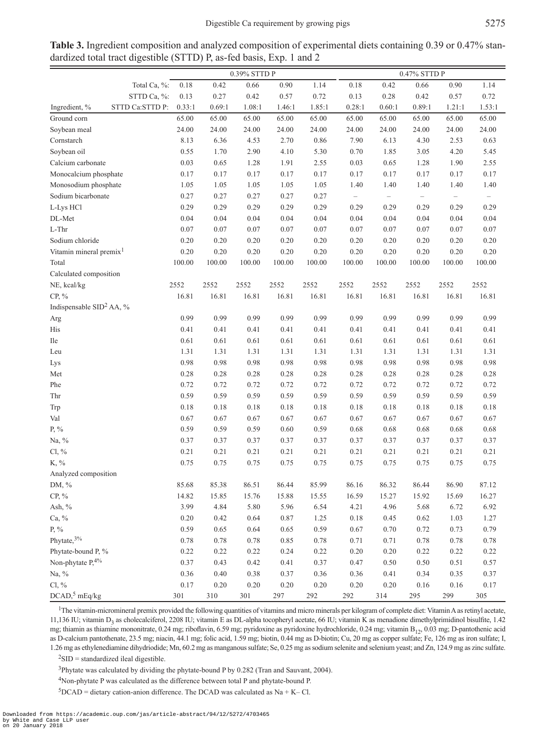**Table 3.** Ingredient composition and analyzed composition of experimental diets containing 0.39 or 0.47% standardized total tract digestible (STTD) P, as-fed basis, Exp. 1 and 2

| | 0.39% STTD P | | | | | 0.47% STTD P | | | | |
|---|---|---|---|---|---|---|---|---|---|---|
| Total Ca, %: | 0.18 | 0.42 | 0.66 | 0.90 | 1.14 | 0.18 | 0.42 | 0.66 | 0.90 | 1.14 |
| STTD Ca, %: | 0.13 | 0.27 | 0.42 | 0.57 | 0.72 | 0.13 | 0.28 | 0.42 | 0.57 | 0.72 |
| Ingredient, % STTD Ca:STTD P: | 0.33:1 | 0.69:1 | 1.08:1 | 1.46:1 | 1.85:1 | 0.28:1 | 0.60:1 | 0.89:1 | 1.21:1 | 1.53:1 |
| Ground corn | 65.00 | 65.00 | 65.00 | 65.00 | 65.00 | 65.00 | 65.00 | 65.00 | 65.00 | 65.00 |
| Soybean meal | 24.00 | 24.00 | 24.00 | 24.00 | 24.00 | 24.00 | 24.00 | 24.00 | 24.00 | 24.00 |
| Cornstarch | 8.13 | 6.36 | 4.53 | 2.70 | 0.86 | 7.90 | 6.13 | 4.30 | 2.53 | 0.63 |
| Soybean oil | 0.55 | 1.70 | 2.90 | 4.10 | 5.30 | 0.70 | 1.85 | 3.05 | 4.20 | 5.45 |
| Calcium carbonate | 0.03 | 0.65 | 1.28 | 1.91 | 2.55 | 0.03 | 0.65 | 1.28 | 1.90 | 2.55 |
| Monocalcium phosphate | 0.17 | 0.17 | 0.17 | 0.17 | 0.17 | 0.17 | 0.17 | 0.17 | 0.17 | 0.17 |
| Monosodium phosphate | 1.05 | 1.05 | 1.05 | 1.05 | 1.05 | 1.40 | 1.40 | 1.40 | 1.40 | 1.40 |
| Sodium bicarbonate | 0.27 | 0.27 | 0.27 | 0.27 | 0.27 | – | – | – | – | – |
| L-Lys HCl | 0.29 | 0.29 | 0.29 | 0.29 | 0.29 | 0.29 | 0.29 | 0.29 | 0.29 | 0.29 |
| DL-Met | 0.04 | 0.04 | 0.04 | 0.04 | 0.04 | 0.04 | 0.04 | 0.04 | 0.04 | 0.04 |
| L-Thr | 0.07 | 0.07 | 0.07 | 0.07 | 0.07 | 0.07 | 0.07 | 0.07 | 0.07 | 0.07 |
| Sodium chloride | 0.20 | 0.20 | 0.20 | 0.20 | 0.20 | 0.20 | 0.20 | 0.20 | 0.20 | 0.20 |
| Vitamin mineral premix[1] | 0.20 | 0.20 | 0.20 | 0.20 | 0.20 | 0.20 | 0.20 | 0.20 | 0.20 | 0.20 |
| Total | 100.00 | 100.00 | 100.00 | 100.00 | 100.00 | 100.00 | 100.00 | 100.00 | 100.00 | 100.00 |
| Calculated composition | | | | | | | | | | |
| NE, kcal/kg | 2552 | 2552 | 2552 | 2552 | 2552 | 2552 | 2552 | 2552 | 2552 | 2552 |
| CP, % | 16.81 | 16.81 | 16.81 | 16.81 | 16.81 | 16.81 | 16.81 | 16.81 | 16.81 | 16.81 |
| Indispensable SID[2] AA, % | | | | | | | | | | |
| Arg | 0.99 | 0.99 | 0.99 | 0.99 | 0.99 | 0.99 | 0.99 | 0.99 | 0.99 | 0.99 |
| His | 0.41 | 0.41 | 0.41 | 0.41 | 0.41 | 0.41 | 0.41 | 0.41 | 0.41 | 0.41 |
| Ile | 0.61 | 0.61 | 0.61 | 0.61 | 0.61 | 0.61 | 0.61 | 0.61 | 0.61 | 0.61 |
| Leu | 1.31 | 1.31 | 1.31 | 1.31 | 1.31 | 1.31 | 1.31 | 1.31 | 1.31 | 1.31 |
| Lys | 0.98 | 0.98 | 0.98 | 0.98 | 0.98 | 0.98 | 0.98 | 0.98 | 0.98 | 0.98 |
| Met | 0.28 | 0.28 | 0.28 | 0.28 | 0.28 | 0.28 | 0.28 | 0.28 | 0.28 | 0.28 |
| Phe | 0.72 | 0.72 | 0.72 | 0.72 | 0.72 | 0.72 | 0.72 | 0.72 | 0.72 | 0.72 |
| Thr | 0.59 | 0.59 | 0.59 | 0.59 | 0.59 | 0.59 | 0.59 | 0.59 | 0.59 | 0.59 |
| Trp | 0.18 | 0.18 | 0.18 | 0.18 | 0.18 | 0.18 | 0.18 | 0.18 | 0.18 | 0.18 |
| Val | 0.67 | 0.67 | 0.67 | 0.67 | 0.67 | 0.67 | 0.67 | 0.67 | 0.67 | 0.67 |
| P, % | 0.59 | 0.59 | 0.59 | 0.60 | 0.59 | 0.68 | 0.68 | 0.68 | 0.68 | 0.68 |
| Na, % | 0.37 | 0.37 | 0.37 | 0.37 | 0.37 | 0.37 | 0.37 | 0.37 | 0.37 | 0.37 |
| Cl, % | 0.21 | 0.21 | 0.21 | 0.21 | 0.21 | 0.21 | 0.21 | 0.21 | 0.21 | 0.21 |
| K, % | 0.75 | 0.75 | 0.75 | 0.75 | 0.75 | 0.75 | 0.75 | 0.75 | 0.75 | 0.75 |
| Analyzed composition | | | | | | | | | | |
| DM, % | 85.68 | 85.38 | 86.51 | 86.44 | 85.99 | 86.16 | 86.32 | 86.44 | 86.90 | 87.12 |
| CP, % | 14.82 | 15.85 | 15.76 | 15.88 | 15.55 | 16.59 | 15.27 | 15.92 | 15.69 | 16.27 |
| Ash, % | 3.99 | 4.84 | 5.80 | 5.96 | 6.54 | 4.21 | 4.96 | 5.68 | 6.72 | 6.92 |
| Ca, % | 0.20 | 0.42 | 0.64 | 0.87 | 1.25 | 0.18 | 0.45 | 0.62 | 1.03 | 1.27 |
| P, % | 0.59 | 0.65 | 0.64 | 0.65 | 0.59 | 0.67 | 0.70 | 0.72 | 0.73 | 0.79 |
| Phytate,[3] % | 0.78 | 0.78 | 0.78 | 0.85 | 0.78 | 0.71 | 0.71 | 0.78 | 0.78 | 0.78 |
| Phytate-bound P, % | 0.22 | 0.22 | 0.22 | 0.24 | 0.22 | 0.20 | 0.20 | 0.22 | 0.22 | 0.22 |
| Non-phytate P,[4] % | 0.37 | 0.43 | 0.42 | 0.41 | 0.37 | 0.47 | 0.50 | 0.50 | 0.51 | 0.57 |
| Na, % | 0.36 | 0.40 | 0.38 | 0.37 | 0.36 | 0.36 | 0.41 | 0.34 | 0.35 | 0.37 |
| Cl, % | 0.17 | 0.20 | 0.20 | 0.20 | 0.20 | 0.20 | 0.20 | 0.16 | 0.16 | 0.17 |
| DCAD,[5] mEq/kg | 301 | 310 | 301 | 297 | 292 | 292 | 314 | 295 | 299 | 305 |

[1]The vitamin-micromineral premix provided the following quantities of vitamins and micro minerals per kilogram of complete diet: Vitamin A as retinyl acetate, 11,136 IU; vitamin $D_3$ as cholecalciferol, 2208 IU; vitamin E as DL-alpha tocopheryl acetate, 66 IU; vitamin K as menadione dimethylprimidinol bisulfite, 1.42 mg; thiamin as thiamine mononitrate, 0.24 mg; riboflavin, 6.59 mg; pyridoxine as pyridoxine hydrochloride, 0.24 mg; vitamin $B_{12}$, 0.03 mg; D-pantothenic acid as D-calcium pantothenate, 23.5 mg; niacin, 44.1 mg; folic acid, 1.59 mg; biotin, 0.44 mg as D-biotin; Cu, 20 mg as copper sulfate; Fe, 126 mg as iron sulfate; I, 1.26 mg as ethylenediamine dihydriodide; Mn, 60.2 mg as manganous sulfate; Se, 0.25 mg as sodium selenite and selenium yeast; and Zn, 124.9 mg as zinc sulfate.

[2]SID = standardized ileal digestible.

[3]Phytate was calculated by dividing the phytate-bound P by 0.282 (Tran and Sauvant, 2004).

[4]Non-phytate P was calculated as the difference between total P and phytate-bound P.

[5]DCAD = dietary cation-anion difference. The DCAD was calculated as Na + K– Cl.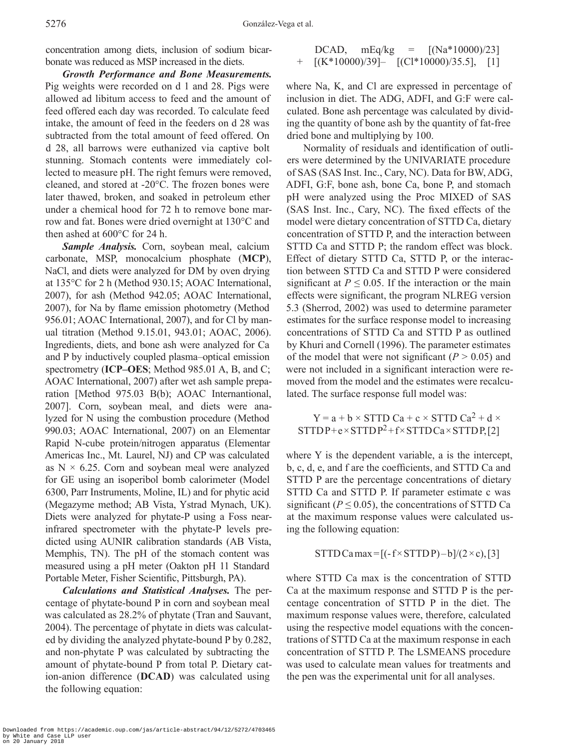concentration among diets, inclusion of sodium bicarbonate was reduced as MSP increased in the diets.

***Growth Performance and Bone Measurements.*** Pig weights were recorded on d 1 and 28. Pigs were allowed ad libitum access to feed and the amount of feed offered each day was recorded. To calculate feed intake, the amount of feed in the feeders on d 28 was subtracted from the total amount of feed offered. On d 28, all barrows were euthanized via captive bolt stunning. Stomach contents were immediately collected to measure pH. The right femurs were removed, cleaned, and stored at -20°C. The frozen bones were later thawed, broken, and soaked in petroleum ether under a chemical hood for 72 h to remove bone marrow and fat. Bones were dried overnight at 130°C and then ashed at 600°C for 24 h.

***Sample Analysis.*** Corn, soybean meal, calcium carbonate, MSP, monocalcium phosphate (**MCP**), NaCl, and diets were analyzed for DM by oven drying at 135°C for 2 h (Method 930.15; AOAC International, 2007), for ash (Method 942.05; AOAC International, 2007), for Na by flame emission photometry (Method 956.01; AOAC International, 2007), and for Cl by manual titration (Method 9.15.01, 943.01; AOAC, 2006). Ingredients, diets, and bone ash were analyzed for Ca and P by inductively coupled plasma–optical emission spectrometry (**ICP–OES**; Method 985.01 A, B, and C; AOAC International, 2007) after wet ash sample preparation [Method 975.03 B(b); AOAC Internantional, 2007]. Corn, soybean meal, and diets were analyzed for N using the combustion procedure (Method 990.03; AOAC International, 2007) on an Elementar Rapid N-cube protein/nitrogen apparatus (Elementar Americas Inc., Mt. Laurel, NJ) and CP was calculated as N × 6.25. Corn and soybean meal were analyzed for GE using an isoperibol bomb calorimeter (Model 6300, Parr Instruments, Moline, IL) and for phytic acid (Megazyme method; AB Vista, Ystrad Mynach, UK). Diets were analyzed for phytate-P using a Foss near-infrared spectrometer with the phytate-P levels predicted using AUNIR calibration standards (AB Vista, Memphis, TN). The pH of the stomach content was measured using a pH meter (Oakton pH 11 Standard Portable Meter, Fisher Scientific, Pittsburgh, PA).

***Calculations and Statistical Analyses.*** The percentage of phytate-bound P in corn and soybean meal was calculated as 28.2% of phytate (Tran and Sauvant, 2004). The percentage of phytate in diets was calculated by dividing the analyzed phytate-bound P by 0.282, and non-phytate P was calculated by subtracting the amount of phytate-bound P from total P. Dietary cation-anion difference (**DCAD**) was calculated using the following equation:

$$\text{DCAD, mEq/kg} = [(\text{Na}*10000)/23] + [(\text{K}*10000)/39] - [(\text{Cl}*10000)/35.5], \quad [1]$$

where Na, K, and Cl are expressed in percentage of inclusion in diet. The ADG, ADFI, and G:F were calculated. Bone ash percentage was calculated by dividing the quantity of bone ash by the quantity of fat-free dried bone and multiplying by 100.

Normality of residuals and identification of outliers were determined by the UNIVARIATE procedure of SAS (SAS Inst. Inc., Cary, NC). Data for BW, ADG, ADFI, G:F, bone ash, bone Ca, bone P, and stomach pH were analyzed using the Proc MIXED of SAS (SAS Inst. Inc., Cary, NC). The fixed effects of the model were dietary concentration of STTD Ca, dietary concentration of STTD P, and the interaction between STTD Ca and STTD P; the random effect was block. Effect of dietary STTD Ca, STTD P, or the interaction between STTD Ca and STTD P were considered significant at $P \leq 0.05$. If the interaction or the main effects were significant, the program NLREG version 5.3 (Sherrod, 2002) was used to determine parameter estimates for the surface response model to increasing concentrations of STTD Ca and STTD P as outlined by Khuri and Cornell (1996). The parameter estimates of the model that were not significant ($P > 0.05$) and were not included in a significant interaction were removed from the model and the estimates were recalculated. The surface response full model was:

$$Y = a + b \times \text{STTD Ca} + c \times \text{STTD Ca}^2 + d \times \text{STTD P} + e \times \text{STTD P}^2 + f \times \text{STTD Ca} \times \text{STTD P}, \quad [2]$$

where Y is the dependent variable, a is the intercept, b, c, d, e, and f are the coefficients, and STTD Ca and STTD P are the percentage concentrations of dietary STTD Ca and STTD P. If parameter estimate c was significant ($P \leq 0.05$), the concentrations of STTD Ca at the maximum response values were calculated using the following equation:

$$\text{STTD Ca max} = [(-f \times \text{STTD P}) - b]/(2 \times c), \quad [3]$$

where STTD Ca max is the concentration of STTD Ca at the maximum response and STTD P is the percentage concentration of STTD P in the diet. The maximum response values were, therefore, calculated using the respective model equations with the concentrations of STTD Ca at the maximum response in each concentration of STTD P. The LSMEANS procedure was used to calculate mean values for treatments and the pen was the experimental unit for all analyses.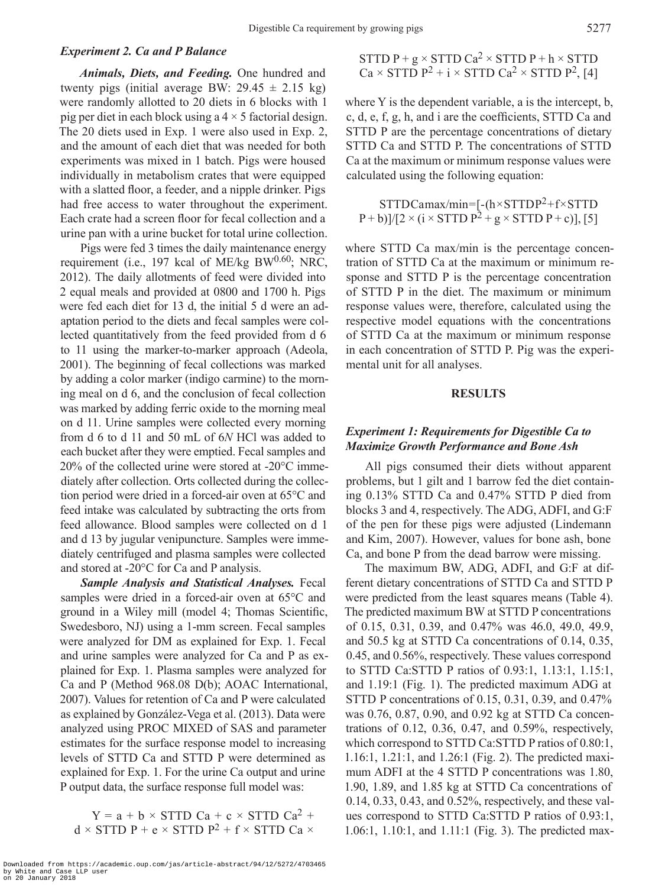### *Experiment 2. Ca and P Balance*

***Animals, Diets, and Feeding.*** One hundred and twenty pigs (initial average BW: 29.45 ± 2.15 kg) were randomly allotted to 20 diets in 6 blocks with 1 pig per diet in each block using a 4 × 5 factorial design. The 20 diets used in Exp. 1 were also used in Exp. 2, and the amount of each diet that was needed for both experiments was mixed in 1 batch. Pigs were housed individually in metabolism crates that were equipped with a slatted floor, a feeder, and a nipple drinker. Pigs had free access to water throughout the experiment. Each crate had a screen floor for fecal collection and a urine pan with a urine bucket for total urine collection.

Pigs were fed 3 times the daily maintenance energy requirement (i.e., 197 kcal of ME/kg $BW^{0.60}$; NRC, 2012). The daily allotments of feed were divided into 2 equal meals and provided at 0800 and 1700 h. Pigs were fed each diet for 13 d, the initial 5 d were an adaptation period to the diets and fecal samples were collected quantitatively from the feed provided from d 6 to 11 using the marker-to-marker approach (Adeola, 2001). The beginning of fecal collections was marked by adding a color marker (indigo carmine) to the morning meal on d 6, and the conclusion of fecal collection was marked by adding ferric oxide to the morning meal on d 11. Urine samples were collected every morning from d 6 to d 11 and 50 mL of 6*N* HCl was added to each bucket after they were emptied. Fecal samples and 20% of the collected urine were stored at -20°C immediately after collection. Orts collected during the collection period were dried in a forced-air oven at 65°C and feed intake was calculated by subtracting the orts from feed allowance. Blood samples were collected on d 1 and d 13 by jugular venipuncture. Samples were immediately centrifuged and plasma samples were collected and stored at -20°C for Ca and P analysis.

***Sample Analysis and Statistical Analyses.*** Fecal samples were dried in a forced-air oven at 65°C and ground in a Wiley mill (model 4; Thomas Scientific, Swedesboro, NJ) using a 1-mm screen. Fecal samples were analyzed for DM as explained for Exp. 1. Fecal and urine samples were analyzed for Ca and P as explained for Exp. 1. Plasma samples were analyzed for Ca and P (Method 968.08 D(b); AOAC International, 2007). Values for retention of Ca and P were calculated as explained by González-Vega et al. (2013). Data were analyzed using PROC MIXED of SAS and parameter estimates for the surface response model to increasing levels of STTD Ca and STTD P were determined as explained for Exp. 1. For the urine Ca output and urine P output data, the surface response full model was:

$$Y = a + b \times \text{STTD Ca} + c \times \text{STTD Ca}^2 + d \times \text{STTD P} + e \times \text{STTD P}^2 + f \times \text{STTD Ca} \times \text{STTD P} + g \times \text{STTD Ca}^2 \times \text{STTD P} + h \times \text{STTD Ca} \times \text{STTD P}^2 + i \times \text{STTD Ca}^2 \times \text{STTD P}^2, [4]$$

where Y is the dependent variable, a is the intercept, b, c, d, e, f, g, h, and i are the coefficients, STTD Ca and STTD P are the percentage concentrations of dietary STTD Ca and STTD P. The concentrations of STTD Ca at the maximum or minimum response values were calculated using the following equation:

$$\text{STTDCamax/min} = [-(h \times \text{STTDP}^2 + f \times \text{STTD P} + b)]/[2 \times (i \times \text{STTD P}^2 + g \times \text{STTD P} + c)], [5]$$

where STTD Ca max/min is the percentage concentration of STTD Ca at the maximum or minimum response and STTD P is the percentage concentration of STTD P in the diet. The maximum or minimum response values were, therefore, calculated using the respective model equations with the concentrations of STTD Ca at the maximum or minimum response in each concentration of STTD P. Pig was the experimental unit for all analyses.

## RESULTS

### *Experiment 1: Requirements for Digestible Ca to Maximize Growth Performance and Bone Ash*

All pigs consumed their diets without apparent problems, but 1 gilt and 1 barrow fed the diet containing 0.13% STTD Ca and 0.47% STTD P died from blocks 3 and 4, respectively. The ADG, ADFI, and G:F of the pen for these pigs were adjusted (Lindemann and Kim, 2007). However, values for bone ash, bone Ca, and bone P from the dead barrow were missing.

The maximum BW, ADG, ADFI, and G:F at different dietary concentrations of STTD Ca and STTD P were predicted from the least squares means (Table 4). The predicted maximum BW at STTD P concentrations of 0.15, 0.31, 0.39, and 0.47% was 46.0, 49.0, 49.9, and 50.5 kg at STTD Ca concentrations of 0.14, 0.35, 0.45, and 0.56%, respectively. These values correspond to STTD Ca:STTD P ratios of 0.93:1, 1.13:1, 1.15:1, and 1.19:1 (Fig. 1). The predicted maximum ADG at STTD P concentrations of 0.15, 0.31, 0.39, and 0.47% was 0.76, 0.87, 0.90, and 0.92 kg at STTD Ca concentrations of 0.12, 0.36, 0.47, and 0.59%, respectively, which correspond to STTD Ca:STTD P ratios of 0.80:1, 1.16:1, 1.21:1, and 1.26:1 (Fig. 2). The predicted maximum ADFI at the 4 STTD P concentrations was 1.80, 1.90, 1.89, and 1.85 kg at STTD Ca concentrations of 0.14, 0.33, 0.43, and 0.52%, respectively, and these values correspond to STTD Ca:STTD P ratios of 0.93:1, 1.06:1, 1.10:1, and 1.11:1 (Fig. 3). The predicted max-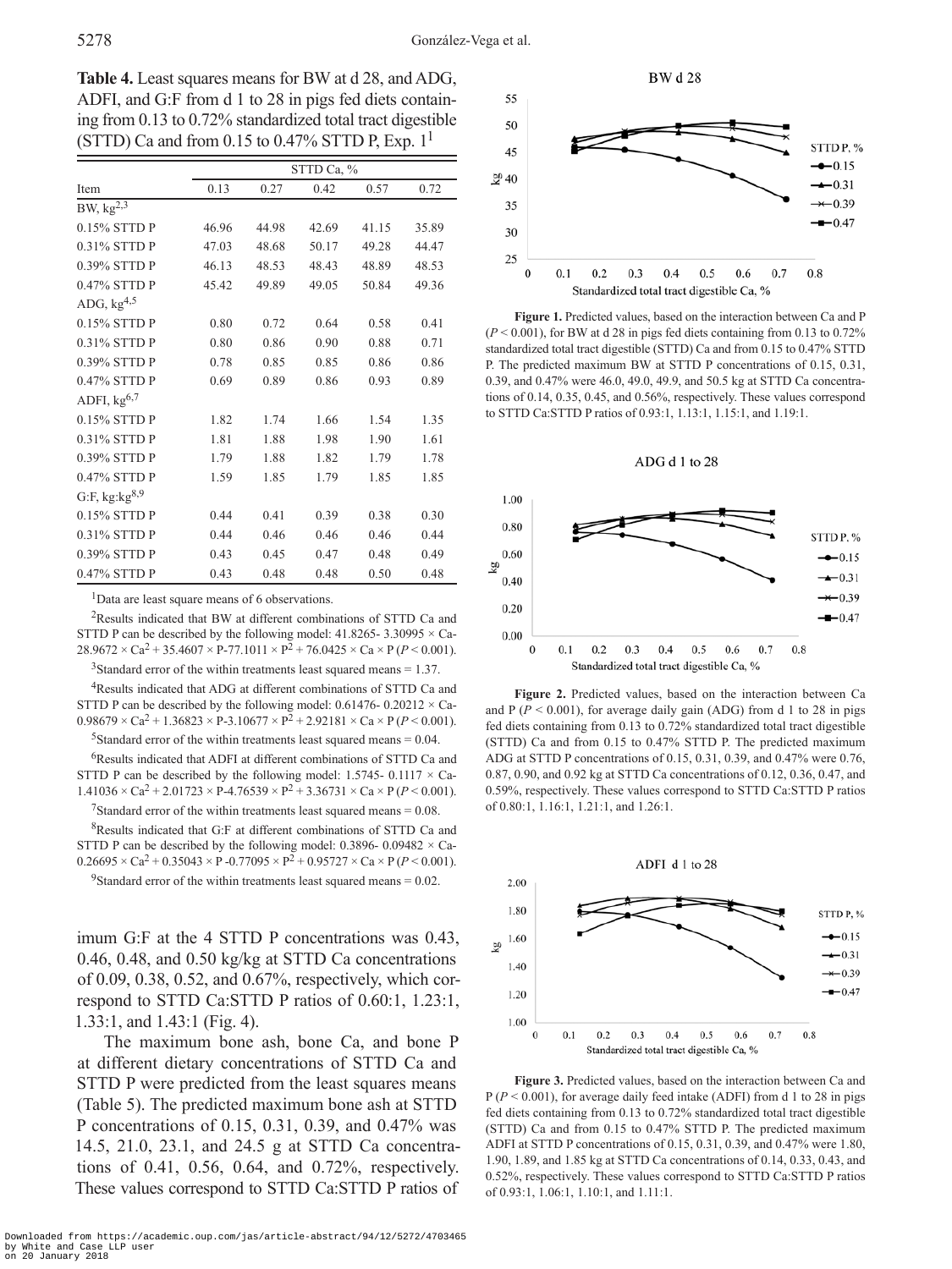**Table 4.** Least squares means for BW at d 28, and ADG, ADFI, and G:F from d 1 to 28 in pigs fed diets containing from 0.13 to 0.72% standardized total tract digestible (STTD) Ca and from 0.15 to 0.47% STTD P, Exp. 1[1]

| | STTD Ca, % | | | | |
|---|---|---|---|---|---|
| Item | 0.13 | 0.27 | 0.42 | 0.57 | 0.72 |
| BW, kg[2,3] | | | | | |
| 0.15% STTD P | 46.96 | 44.98 | 42.69 | 41.15 | 35.89 |
| 0.31% STTD P | 47.03 | 48.68 | 50.17 | 49.28 | 44.47 |
| 0.39% STTD P | 46.13 | 48.53 | 48.43 | 48.89 | 48.53 |
| 0.47% STTD P | 45.42 | 49.89 | 49.05 | 50.84 | 49.36 |
| ADG, kg[4,5] | | | | | |
| 0.15% STTD P | 0.80 | 0.72 | 0.64 | 0.58 | 0.41 |
| 0.31% STTD P | 0.80 | 0.86 | 0.90 | 0.88 | 0.71 |
| 0.39% STTD P | 0.78 | 0.85 | 0.85 | 0.86 | 0.86 |
| 0.47% STTD P | 0.69 | 0.89 | 0.86 | 0.93 | 0.89 |
| ADFI, kg[6,7] | | | | | |
| 0.15% STTD P | 1.82 | 1.74 | 1.66 | 1.54 | 1.35 |
| 0.31% STTD P | 1.81 | 1.88 | 1.98 | 1.90 | 1.61 |
| 0.39% STTD P | 1.79 | 1.88 | 1.82 | 1.79 | 1.78 |
| 0.47% STTD P | 1.59 | 1.85 | 1.79 | 1.85 | 1.85 |
| G:F, kg:kg[8,9] | | | | | |
| 0.15% STTD P | 0.44 | 0.41 | 0.39 | 0.38 | 0.30 |
| 0.31% STTD P | 0.44 | 0.46 | 0.46 | 0.46 | 0.44 |
| 0.39% STTD P | 0.43 | 0.45 | 0.47 | 0.48 | 0.49 |
| 0.47% STTD P | 0.43 | 0.48 | 0.48 | 0.50 | 0.48 |

[1]Data are least square means of 6 observations.

[2]Results indicated that BW at different combinations of STTD Ca and STTD P can be described by the following model: $41.8265 - 3.30995 \times \text{Ca} - 28.9672 \times \text{Ca}^2 + 35.4607 \times \text{P} - 77.1011 \times \text{P}^2 + 76.0425 \times \text{Ca} \times \text{P}$ ($P < 0.001$).

[3]Standard error of the within treatments least squared means = 1.37.

[4]Results indicated that ADG at different combinations of STTD Ca and STTD P can be described by the following model: $0.61476 - 0.20212 \times \text{Ca} - 0.98679 \times \text{Ca}^2 + 1.36823 \times \text{P} - 3.10677 \times \text{P}^2 + 2.92181 \times \text{Ca} \times \text{P}$ ($P < 0.001$).

[5]Standard error of the within treatments least squared means = 0.04.

[6]Results indicated that ADFI at different combinations of STTD Ca and STTD P can be described by the following model: $1.5745 - 0.1117 \times \text{Ca} - 1.41036 \times \text{Ca}^2 + 2.01723 \times \text{P} - 4.76539 \times \text{P}^2 + 3.36731 \times \text{Ca} \times \text{P}$ ($P < 0.001$).

[7]Standard error of the within treatments least squared means = 0.08.

[8]Results indicated that G:F at different combinations of STTD Ca and STTD P can be described by the following model: $0.3896 - 0.09482 \times \text{Ca} - 0.26695 \times \text{Ca}^2 + 0.35043 \times \text{P} - 0.77095 \times \text{P}^2 + 0.95727 \times \text{Ca} \times \text{P}$ ($P < 0.001$).

[9]Standard error of the within treatments least squared means = 0.02.

imum G:F at the 4 STTD P concentrations was 0.43, 0.46, 0.48, and 0.50 kg/kg at STTD Ca concentrations of 0.09, 0.38, 0.52, and 0.67%, respectively, which correspond to STTD Ca:STTD P ratios of 0.60:1, 1.23:1, 1.33:1, and 1.43:1 (Fig. 4).

The maximum bone ash, bone Ca, and bone P at different dietary concentrations of STTD Ca and STTD P were predicted from the least squares means (Table 5). The predicted maximum bone ash at STTD P concentrations of 0.15, 0.31, 0.39, and 0.47% was 14.5, 21.0, 23.1, and 24.5 g at STTD Ca concentrations of 0.41, 0.56, 0.64, and 0.72%, respectively. These values correspond to STTD Ca:STTD P ratios of

BW d 28
kg
Standardized total tract digestible Ca, %
STTD P, %
0.15
0.31
0.39
0.47

**Figure 1.** Predicted values, based on the interaction between Ca and P ($P < 0.001$), for BW at d 28 in pigs fed diets containing from 0.13 to 0.72% standardized total tract digestible (STTD) Ca and from 0.15 to 0.47% STTD P. The predicted maximum BW at STTD P concentrations of 0.15, 0.31, 0.39, and 0.47% were 46.0, 49.0, 49.9, and 50.5 kg at STTD Ca concentrations of 0.14, 0.35, 0.45, and 0.56%, respectively. These values correspond to STTD Ca:STTD P ratios of 0.93:1, 1.13:1, 1.15:1, and 1.19:1.

ADG d 1 to 28
kg
Standardized total tract digestible Ca, %
STTD P, %
0.15
0.31
0.39
0.47

**Figure 2.** Predicted values, based on the interaction between Ca and P ($P < 0.001$), for average daily gain (ADG) from d 1 to 28 in pigs fed diets containing from 0.13 to 0.72% standardized total tract digestible (STTD) Ca and from 0.15 to 0.47% STTD P. The predicted maximum ADG at STTD P concentrations of 0.15, 0.31, 0.39, and 0.47% were 0.76, 0.87, 0.90, and 0.92 kg at STTD Ca concentrations of 0.12, 0.36, 0.47, and 0.59%, respectively. These values correspond to STTD Ca:STTD P ratios of 0.80:1, 1.16:1, 1.21:1, and 1.26:1.

ADFI d 1 to 28
kg
Standardized total tract digestible Ca, %
STTD P, %
0.15
0.31
0.39
0.47

**Figure 3.** Predicted values, based on the interaction between Ca and P ($P < 0.001$), for average daily feed intake (ADFI) from d 1 to 28 in pigs fed diets containing from 0.13 to 0.72% standardized total tract digestible (STTD) Ca and from 0.15 to 0.47% STTD P. The predicted maximum ADFI at STTD P concentrations of 0.15, 0.31, 0.39, and 0.47% were 1.80, 1.90, 1.89, and 1.85 kg at STTD Ca concentrations of 0.14, 0.33, 0.43, and 0.52%, respectively. These values correspond to STTD Ca:STTD P ratios of 0.93:1, 1.06:1, 1.10:1, and 1.11:1.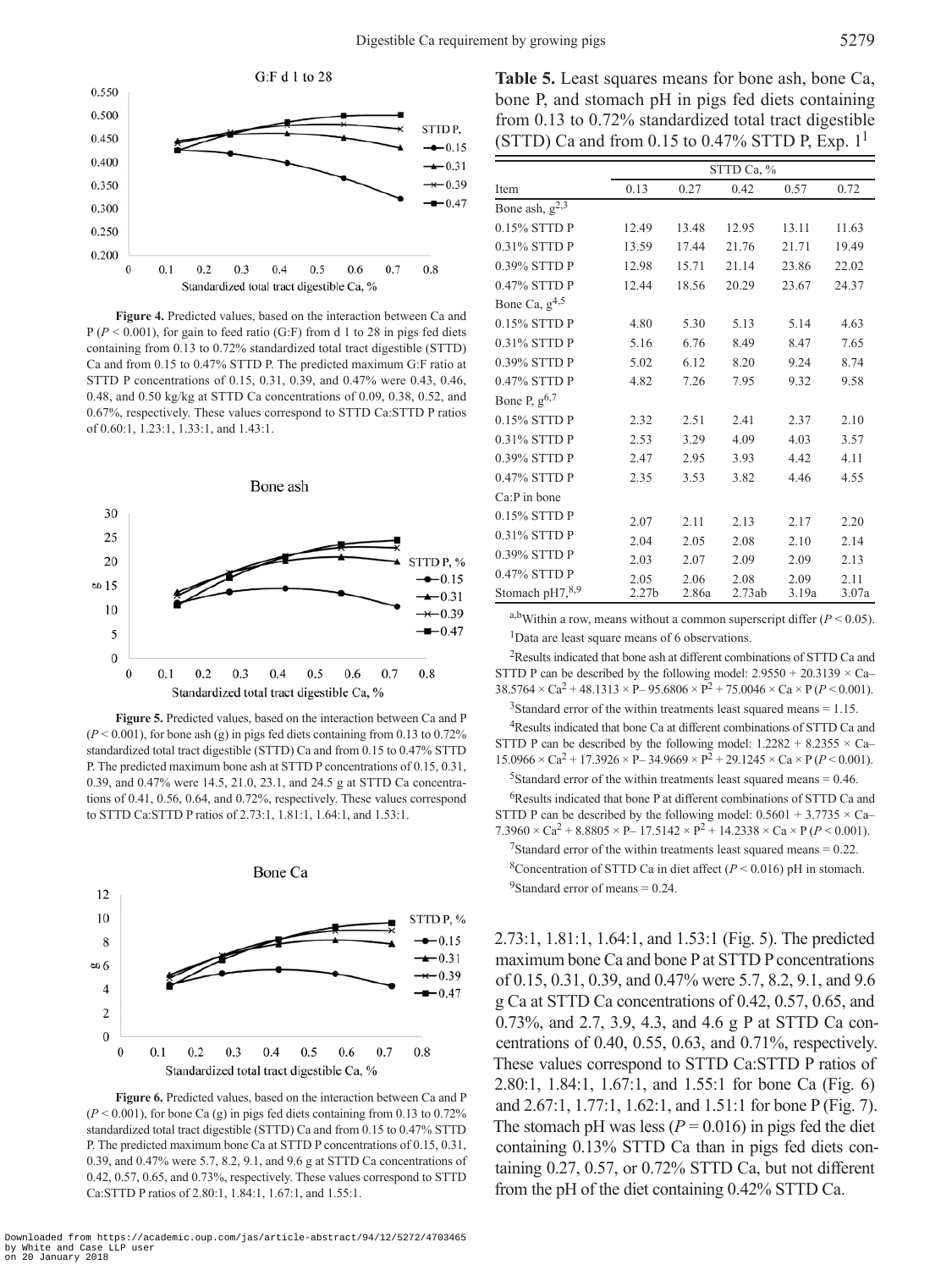G:F d 1 to 28

0.550
0.500
0.450
0.400
0.350
0.300
0.250
0.200

0 0.1 0.2 0.3 0.4 0.5 0.6 0.7 0.8

Standardized total tract digestible Ca, %

STTD P, 0.15, 0.31, 0.39, 0.47

**Figure 4.** Predicted values, based on the interaction between Ca and P ($P < 0.001$), for gain to feed ratio (G:F) from d 1 to 28 in pigs fed diets containing from 0.13 to 0.72% standardized total tract digestible (STTD) Ca and from 0.15 to 0.47% STTD P. The predicted maximum G:F ratio at STTD P concentrations of 0.15, 0.31, 0.39, and 0.47% were 0.43, 0.46, 0.48, and 0.50 kg/kg at STTD Ca concentrations of 0.09, 0.38, 0.52, and 0.67%, respectively. These values correspond to STTD Ca:STTD P ratios of 0.60:1, 1.23:1, 1.33:1, and 1.43:1.

Bone ash

30
25
20
15
10
5
0

g

0 0.1 0.2 0.3 0.4 0.5 0.6 0.7 0.8

Standardized total tract digestible Ca, %

STTD P, %: 0.15, 0.31, 0.39, 0.47

**Figure 5.** Predicted values, based on the interaction between Ca and P ($P < 0.001$), for bone ash (g) in pigs fed diets containing from 0.13 to 0.72% standardized total tract digestible (STTD) Ca and from 0.15 to 0.47% STTD P. The predicted maximum bone ash at STTD P concentrations of 0.15, 0.31, 0.39, and 0.47% were 14.5, 21.0, 23.1, and 24.5 g at STTD Ca concentrations of 0.41, 0.56, 0.64, and 0.72%, respectively. These values correspond to STTD Ca:STTD P ratios of 2.73:1, 1.81:1, 1.64:1, and 1.53:1.

Bone Ca

12
10
8
6
4
2
0

g

0 0.1 0.2 0.3 0.4 0.5 0.6 0.7 0.8

Standardized total tract digestible Ca, %

STTD P, %: 0.15, 0.31, 0.39, 0.47

**Figure 6.** Predicted values, based on the interaction between Ca and P ($P < 0.001$), for bone Ca (g) in pigs fed diets containing from 0.13 to 0.72% standardized total tract digestible (STTD) Ca and from 0.15 to 0.47% STTD P. The predicted maximum bone Ca at STTD P concentrations of 0.15, 0.31, 0.39, and 0.47% were 5.7, 8.2, 9.1, and 9.6 g Ca at STTD Ca concentrations of 0.42, 0.57, 0.65, and 0.73%, respectively. These values correspond to STTD Ca:STTD P ratios of 2.80:1, 1.84:1, 1.67:1, and 1.55:1.

**Table 5.** Least squares means for bone ash, bone Ca, bone P, and stomach pH in pigs fed diets containing from 0.13 to 0.72% standardized total tract digestible (STTD) Ca and from 0.15 to 0.47% STTD P, Exp. 1[1]

| | STTD Ca, % | | | | |
|---|---|---|---|---|---|
| Item | 0.13 | 0.27 | 0.42 | 0.57 | 0.72 |
| Bone ash, g[2,3] | | | | | |
| 0.15% STTD P | 12.49 | 13.48 | 12.95 | 13.11 | 11.63 |
| 0.31% STTD P | 13.59 | 17.44 | 21.76 | 21.71 | 19.49 |
| 0.39% STTD P | 12.98 | 15.71 | 21.14 | 23.86 | 22.02 |
| 0.47% STTD P | 12.44 | 18.56 | 20.29 | 23.67 | 24.37 |
| Bone Ca, g[4,5] | | | | | |
| 0.15% STTD P | 4.80 | 5.30 | 5.13 | 5.14 | 4.63 |
| 0.31% STTD P | 5.16 | 6.76 | 8.49 | 8.47 | 7.65 |
| 0.39% STTD P | 5.02 | 6.12 | 8.20 | 9.24 | 8.74 |
| 0.47% STTD P | 4.82 | 7.26 | 7.95 | 9.32 | 9.58 |
| Bone P, g[6,7] | | | | | |
| 0.15% STTD P | 2.32 | 2.51 | 2.41 | 2.37 | 2.10 |
| 0.31% STTD P | 2.53 | 3.29 | 4.09 | 4.03 | 3.57 |
| 0.39% STTD P | 2.47 | 2.95 | 3.93 | 4.42 | 4.11 |
| 0.47% STTD P | 2.35 | 3.53 | 3.82 | 4.46 | 4.55 |
| Ca:P in bone | | | | | |
| 0.15% STTD P | 2.07 | 2.11 | 2.13 | 2.17 | 2.20 |
| 0.31% STTD P | 2.04 | 2.05 | 2.08 | 2.10 | 2.14 |
| 0.39% STTD P | 2.03 | 2.07 | 2.09 | 2.09 | 2.13 |
| 0.47% STTD P | 2.05 | 2.06 | 2.08 | 2.09 | 2.11 |
| Stomach pH[7,8,9] | 2.27b | 2.86a | 2.73ab | 3.19a | 3.07a |

[a,b]Within a row, means without a common superscript differ ($P < 0.05$).

[1]Data are least square means of 6 observations.

[2]Results indicated that bone ash at different combinations of STTD Ca and STTD P can be described by the following model: $2.9550 + 20.3139 \times \text{Ca} - 38.5764 \times \text{Ca}^2 + 48.1313 \times \text{P} - 95.6806 \times \text{P}^2 + 75.0046 \times \text{Ca} \times \text{P}$ ($P < 0.001$).

[3]Standard error of the within treatments least squared means = 1.15.

[4]Results indicated that bone Ca at different combinations of STTD Ca and STTD P can be described by the following model: $1.2282 + 8.2355 \times \text{Ca} - 15.0966 \times \text{Ca}^2 + 17.3926 \times \text{P} - 34.9669 \times \text{P}^2 + 29.1245 \times \text{Ca} \times \text{P}$ ($P < 0.001$).

[5]Standard error of the within treatments least squared means = 0.46.

[6]Results indicated that bone P at different combinations of STTD Ca and STTD P can be described by the following model: $0.5601 + 3.7735 \times \text{Ca} - 7.3960 \times \text{Ca}^2 + 8.8805 \times \text{P} - 17.5142 \times \text{P}^2 + 14.2338 \times \text{Ca} \times \text{P}$ ($P < 0.001$).

[7]Standard error of the within treatments least squared means = 0.22.

[8]Concentration of STTD Ca in diet affect ($P < 0.016$) pH in stomach.

[9]Standard error of means = 0.24.

2.73:1, 1.81:1, 1.64:1, and 1.53:1 (Fig. 5). The predicted maximum bone Ca and bone P at STTD P concentrations of 0.15, 0.31, 0.39, and 0.47% were 5.7, 8.2, 9.1, and 9.6 g Ca at STTD Ca concentrations of 0.42, 0.57, 0.65, and 0.73%, and 2.7, 3.9, 4.3, and 4.6 g P at STTD Ca concentrations of 0.40, 0.55, 0.63, and 0.71%, respectively. These values correspond to STTD Ca:STTD P ratios of 2.80:1, 1.84:1, 1.67:1, and 1.55:1 for bone Ca (Fig. 6) and 2.67:1, 1.77:1, 1.62:1, and 1.51:1 for bone P (Fig. 7). The stomach pH was less ($P = 0.016$) in pigs fed the diet containing 0.13% STTD Ca than in pigs fed diets containing 0.27, 0.57, or 0.72% STTD Ca, but not different from the pH of the diet containing 0.42% STTD Ca.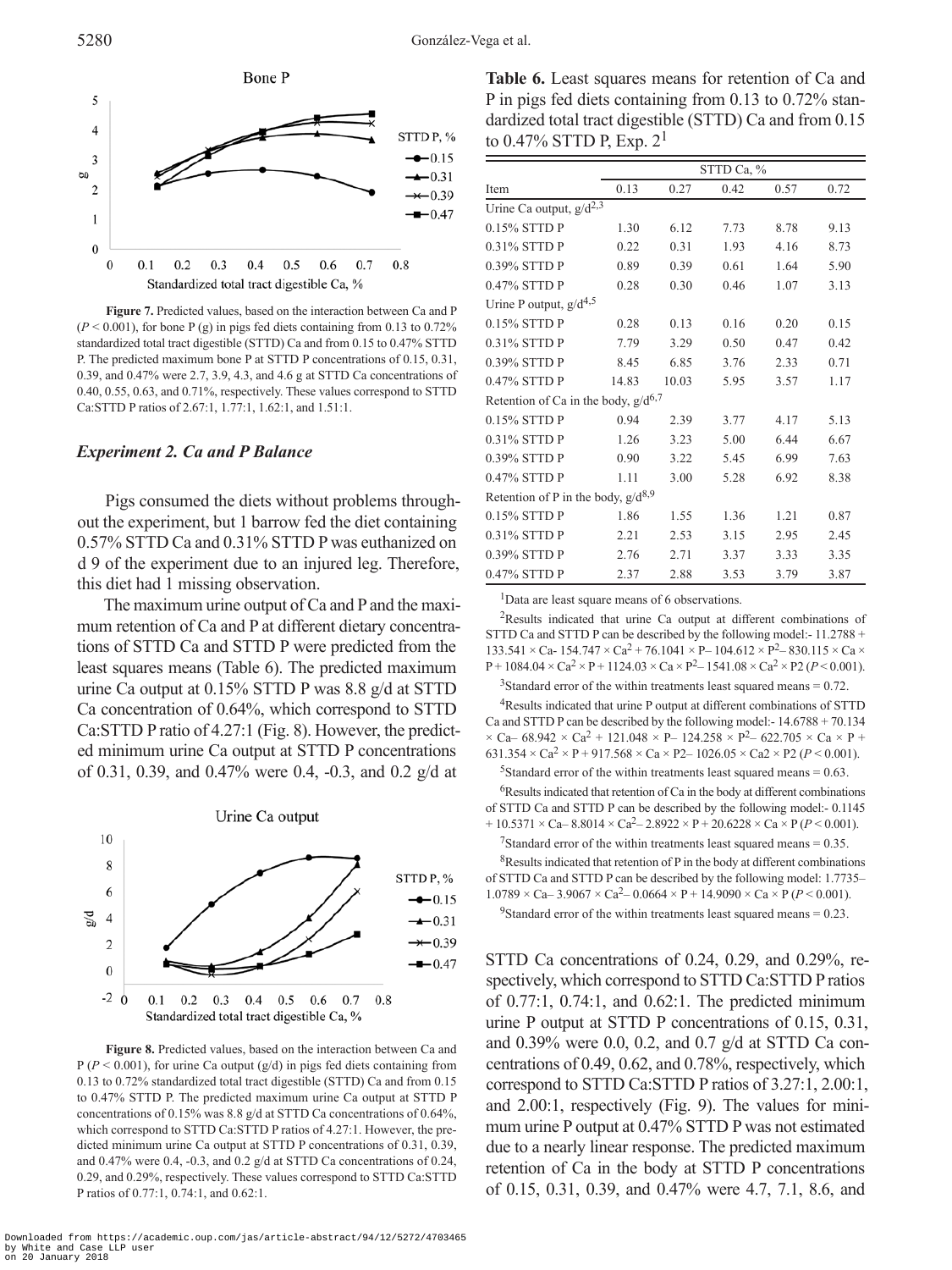**Figure 7.** Predicted values, based on the interaction between Ca and P ($P < 0.001$), for bone P (g) in pigs fed diets containing from 0.13 to 0.72% standardized total tract digestible (STTD) Ca and from 0.15 to 0.47% STTD P. The predicted maximum bone P at STTD P concentrations of 0.15, 0.31, 0.39, and 0.47% were 2.7, 3.9, 4.3, and 4.6 g at STTD Ca concentrations of 0.40, 0.55, 0.63, and 0.71%, respectively. These values correspond to STTD Ca:STTD P ratios of 2.67:1, 1.77:1, 1.62:1, and 1.51:1.

### *Experiment 2. Ca and P Balance*

Pigs consumed the diets without problems throughout the experiment, but 1 barrow fed the diet containing 0.57% STTD Ca and 0.31% STTD P was euthanized on d 9 of the experiment due to an injured leg. Therefore, this diet had 1 missing observation.

The maximum urine output of Ca and P and the maximum retention of Ca and P at different dietary concentrations of STTD Ca and STTD P were predicted from the least squares means (Table 6). The predicted maximum urine Ca output at 0.15% STTD P was 8.8 g/d at STTD Ca concentration of 0.64%, which correspond to STTD Ca:STTD P ratio of 4.27:1 (Fig. 8). However, the predicted minimum urine Ca output at STTD P concentrations of 0.31, 0.39, and 0.47% were 0.4, -0.3, and 0.2 g/d at STTD Ca concentrations of 0.24, 0.29, and 0.29%, respectively, which correspond to STTD Ca:STTD P ratios of 0.77:1, 0.74:1, and 0.62:1. The predicted minimum urine P output at STTD P concentrations of 0.15, 0.31, and 0.39% were 0.0, 0.2, and 0.7 g/d at STTD Ca concentrations of 0.49, 0.62, and 0.78%, respectively, which correspond to STTD Ca:STTD P ratios of 3.27:1, 2.00:1, and 2.00:1, respectively (Fig. 9). The values for minimum urine P output at 0.47% STTD P was not estimated due to a nearly linear response. The predicted maximum retention of Ca in the body at STTD P concentrations of 0.15, 0.31, 0.39, and 0.47% were 4.7, 7.1, 8.6, and

**Figure 8.** Predicted values, based on the interaction between Ca and P ($P < 0.001$), for urine Ca output (g/d) in pigs fed diets containing from 0.13 to 0.72% standardized total tract digestible (STTD) Ca and from 0.15 to 0.47% STTD P. The predicted maximum urine Ca output at STTD P concentrations of 0.15% was 8.8 g/d at STTD Ca concentrations of 0.64%, which correspond to STTD Ca:STTD P ratios of 4.27:1. However, the predicted minimum urine Ca output at STTD P concentrations of 0.31, 0.39, and 0.47% were 0.4, -0.3, and 0.2 g/d at STTD Ca concentrations of 0.24, 0.29, and 0.29%, respectively. These values correspond to STTD Ca:STTD P ratios of 0.77:1, 0.74:1, and 0.62:1.

**Table 6.** Least squares means for retention of Ca and P in pigs fed diets containing from 0.13 to 0.72% standardized total tract digestible (STTD) Ca and from 0.15 to 0.47% STTD P, Exp. 2[1]

| | STTD Ca, % | | | | |
|---|---|---|---|---|---|
| Item | 0.13 | 0.27 | 0.42 | 0.57 | 0.72 |
| Urine Ca output, g/d[2,3] | | | | | |
| 0.15% STTD P | 1.30 | 6.12 | 7.73 | 8.78 | 9.13 |
| 0.31% STTD P | 0.22 | 0.31 | 1.93 | 4.16 | 8.73 |
| 0.39% STTD P | 0.89 | 0.39 | 0.61 | 1.64 | 5.90 |
| 0.47% STTD P | 0.28 | 0.30 | 0.46 | 1.07 | 3.13 |
| Urine P output, g/d[4,5] | | | | | |
| 0.15% STTD P | 0.28 | 0.13 | 0.16 | 0.20 | 0.15 |
| 0.31% STTD P | 7.79 | 3.29 | 0.50 | 0.47 | 0.42 |
| 0.39% STTD P | 8.45 | 6.85 | 3.76 | 2.33 | 0.71 |
| 0.47% STTD P | 14.83 | 10.03 | 5.95 | 3.57 | 1.17 |
| Retention of Ca in the body, g/d[6,7] | | | | | |
| 0.15% STTD P | 0.94 | 2.39 | 3.77 | 4.17 | 5.13 |
| 0.31% STTD P | 1.26 | 3.23 | 5.00 | 6.44 | 6.67 |
| 0.39% STTD P | 0.90 | 3.22 | 5.45 | 6.99 | 7.63 |
| 0.47% STTD P | 1.11 | 3.00 | 5.28 | 6.92 | 8.38 |
| Retention of P in the body, g/d[8,9] | | | | | |
| 0.15% STTD P | 1.86 | 1.55 | 1.36 | 1.21 | 0.87 |
| 0.31% STTD P | 2.21 | 2.53 | 3.15 | 2.95 | 2.45 |
| 0.39% STTD P | 2.76 | 2.71 | 3.37 | 3.33 | 3.35 |
| 0.47% STTD P | 2.37 | 2.88 | 3.53 | 3.79 | 3.87 |

[1]Data are least square means of 6 observations.

[2]Results indicated that urine Ca output at different combinations of STTD Ca and STTD P can be described by the following model:- 11.2788 + 133.541 × Ca- 154.747 × $Ca^2$ + 76.1041 × P– 104.612 × $P^2$– 830.115 × Ca × P + 1084.04 × $Ca^2$ × P + 1124.03 × Ca × $P^2$– 1541.08 × $Ca^2$ × P2 ($P < 0.001$).

[3]Standard error of the within treatments least squared means = 0.72.

[4]Results indicated that urine P output at different combinations of STTD Ca and STTD P can be described by the following model:- 14.6788 + 70.134 × Ca– 68.942 × $Ca^2$ + 121.048 × P– 124.258 × $P^2$– 622.705 × Ca × P + 631.354 × $Ca^2$ × P + 917.568 × Ca × P2– 1026.05 × Ca2 × P2 ($P < 0.001$).

[5]Standard error of the within treatments least squared means = 0.63.

[6]Results indicated that retention of Ca in the body at different combinations of STTD Ca and STTD P can be described by the following model:- 0.1145 + 10.5371 × Ca– 8.8014 × $Ca^2$– 2.8922 × P + 20.6228 × Ca × P ($P < 0.001$).

[7]Standard error of the within treatments least squared means = 0.35.

[8]Results indicated that retention of P in the body at different combinations of STTD Ca and STTD P can be described by the following model: 1.7735– 1.0789 × Ca– 3.9067 × $Ca^2$– 0.0664 × P + 14.9090 × Ca × P ($P < 0.001$).

[9]Standard error of the within treatments least squared means = 0.23.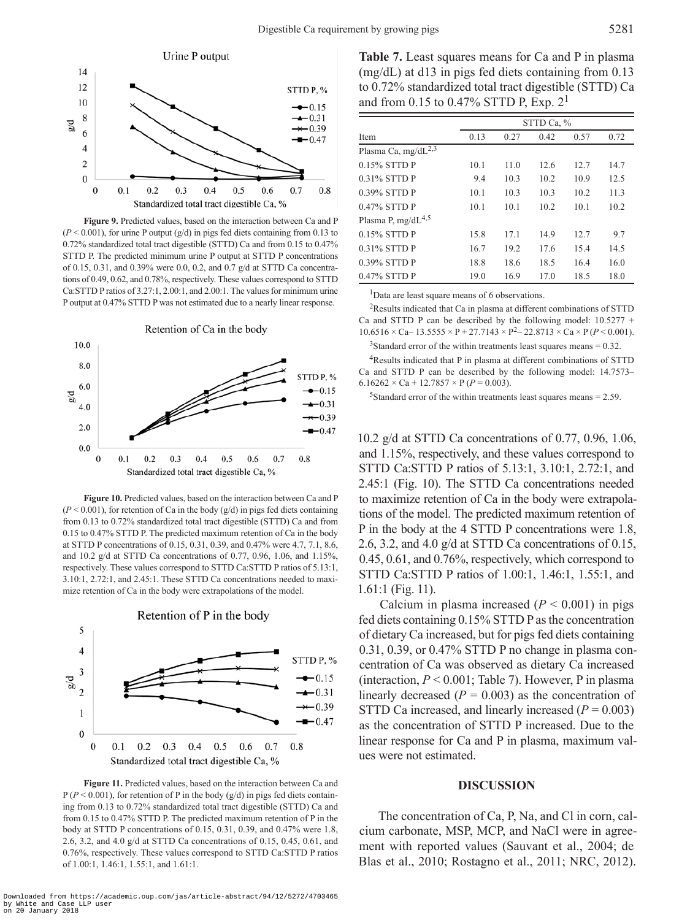Urine P output

14
12
10
8
6
4
2
0

g/d

0 0.1 0.2 0.3 0.4 0.5 0.6 0.7 0.8

Standardized total tract digestible Ca, %

STTD P, %
0.15
0.31
0.39
0.47

**Figure 9.** Predicted values, based on the interaction between Ca and P ($P < 0.001$), for urine P output (g/d) in pigs fed diets containing from 0.13 to 0.72% standardized total tract digestible (STTD) Ca and from 0.15 to 0.47% STTD P. The predicted minimum urine P output at STTD P concentrations of 0.15, 0.31, and 0.39% were 0.0, 0.2, and 0.7 g/d at STTD Ca concentrations of 0.49, 0.62, and 0.78%, respectively. These values correspond to STTD Ca:STTD P ratios of 3.27:1, 2.00:1, and 2.00:1. The values for minimum urine P output at 0.47% STTD P was not estimated due to a nearly linear response.

Retention of Ca in the body

10.0
8.0
6.0
4.0
2.0
0.0

g/d

0 0.1 0.2 0.3 0.4 0.5 0.6 0.7 0.8

Standardized total tract digestible Ca, %

STTD P, %
0.15
0.31
0.39
0.47

**Figure 10.** Predicted values, based on the interaction between Ca and P ($P < 0.001$), for retention of Ca in the body (g/d) in pigs fed diets containing from 0.13 to 0.72% standardized total tract digestible (STTD) Ca and from 0.15 to 0.47% STTD P. The predicted maximum retention of Ca in the body at STTD P concentrations of 0.15, 0.31, 0.39, and 0.47% were 4.7, 7.1, 8.6, and 10.2 g/d at STTD Ca concentrations of 0.77, 0.96, 1.06, and 1.15%, respectively. These values correspond to STTD Ca:STTD P ratios of 5.13:1, 3.10:1, 2.72:1, and 2.45:1. These STTD Ca concentrations needed to maximize retention of Ca in the body were extrapolations of the model.

Retention of P in the body

5
4
3
2
1
0

g/d

0 0.1 0.2 0.3 0.4 0.5 0.6 0.7 0.8

Standardized total tract digestible Ca, %

STTD P, %
0.15
0.31
0.39
0.47

**Figure 11.** Predicted values, based on the interaction between Ca and P ($P < 0.001$), for retention of P in the body (g/d) in pigs fed diets containing from 0.13 to 0.72% standardized total tract digestible (STTD) Ca and from 0.15 to 0.47% STTD P. The predicted maximum retention of P in the body at STTD P concentrations of 0.15, 0.31, 0.39, and 0.47% were 1.8, 2.6, 3.2, and 4.0 g/d at STTD Ca concentrations of 0.15, 0.45, 0.61, and 0.76%, respectively. These values correspond to STTD Ca:STTD P ratios of 1.00:1, 1.46:1, 1.55:1, and 1.61:1.

**Table 7.** Least squares means for Ca and P in plasma (mg/dL) at d13 in pigs fed diets containing from 0.13 to 0.72% standardized total tract digestible (STTD) Ca and from 0.15 to 0.47% STTD P, Exp. 2[1]

| | STTD Ca, % | | | | |
|---|---|---|---|---|---|
| Item | 0.13 | 0.27 | 0.42 | 0.57 | 0.72 |
| Plasma Ca, mg/dL[2,3] | | | | | |
| 0.15% STTD P | 10.1 | 11.0 | 12.6 | 12.7 | 14.7 |
| 0.31% STTD P | 9.4 | 10.3 | 10.2 | 10.9 | 12.5 |
| 0.39% STTD P | 10.1 | 10.3 | 10.3 | 10.2 | 11.3 |
| 0.47% STTD P | 10.1 | 10.1 | 10.2 | 10.1 | 10.2 |
| Plasma P, mg/dL[4,5] | | | | | |
| 0.15% STTD P | 15.8 | 17.1 | 14.9 | 12.7 | 9.7 |
| 0.31% STTD P | 16.7 | 19.2 | 17.6 | 15.4 | 14.5 |
| 0.39% STTD P | 18.8 | 18.6 | 18.5 | 16.4 | 16.0 |
| 0.47% STTD P | 19.0 | 16.9 | 17.0 | 18.5 | 18.0 |

[1]Data are least square means of 6 observations.

[2]Results indicated that Ca in plasma at different combinations of STTD Ca and STTD P can be described by the following model: $10.5277 + 10.6516 \times Ca - 13.5555 \times P + 27.7143 \times P^2 - 22.8713 \times Ca \times P$ ($P < 0.001$).

[3]Standard error of the within treatments least squares means = 0.32.

[4]Results indicated that P in plasma at different combinations of STTD Ca and STTD P can be described by the following model: $14.7573 - 6.16262 \times Ca + 12.7857 \times P$ ($P = 0.003$).

[5]Standard error of the within treatments least squares means = 2.59.

10.2 g/d at STTD Ca concentrations of 0.77, 0.96, 1.06, and 1.15%, respectively, and these values correspond to STTD Ca:STTD P ratios of 5.13:1, 3.10:1, 2.72:1, and 2.45:1 (Fig. 10). The STTD Ca concentrations needed to maximize retention of Ca in the body were extrapolations of the model. The predicted maximum retention of P in the body at the 4 STTD P concentrations were 1.8, 2.6, 3.2, and 4.0 g/d at STTD Ca concentrations of 0.15, 0.45, 0.61, and 0.76%, respectively, which correspond to STTD Ca:STTD P ratios of 1.00:1, 1.46:1, 1.55:1, and 1.61:1 (Fig. 11).

Calcium in plasma increased ($P < 0.001$) in pigs fed diets containing 0.15% STTD P as the concentration of dietary Ca increased, but for pigs fed diets containing 0.31, 0.39, or 0.47% STTD P no change in plasma concentration of Ca was observed as dietary Ca increased (interaction, $P < 0.001$; Table 7). However, P in plasma linearly decreased ($P = 0.003$) as the concentration of STTD Ca increased, and linearly increased ($P = 0.003$) as the concentration of STTD P increased. Due to the linear response for Ca and P in plasma, maximum values were not estimated.

## DISCUSSION

The concentration of Ca, P, Na, and Cl in corn, calcium carbonate, MSP, MCP, and NaCl were in agreement with reported values (Sauvant et al., 2004; de Blas et al., 2010; Rostagno et al., 2011; NRC, 2012).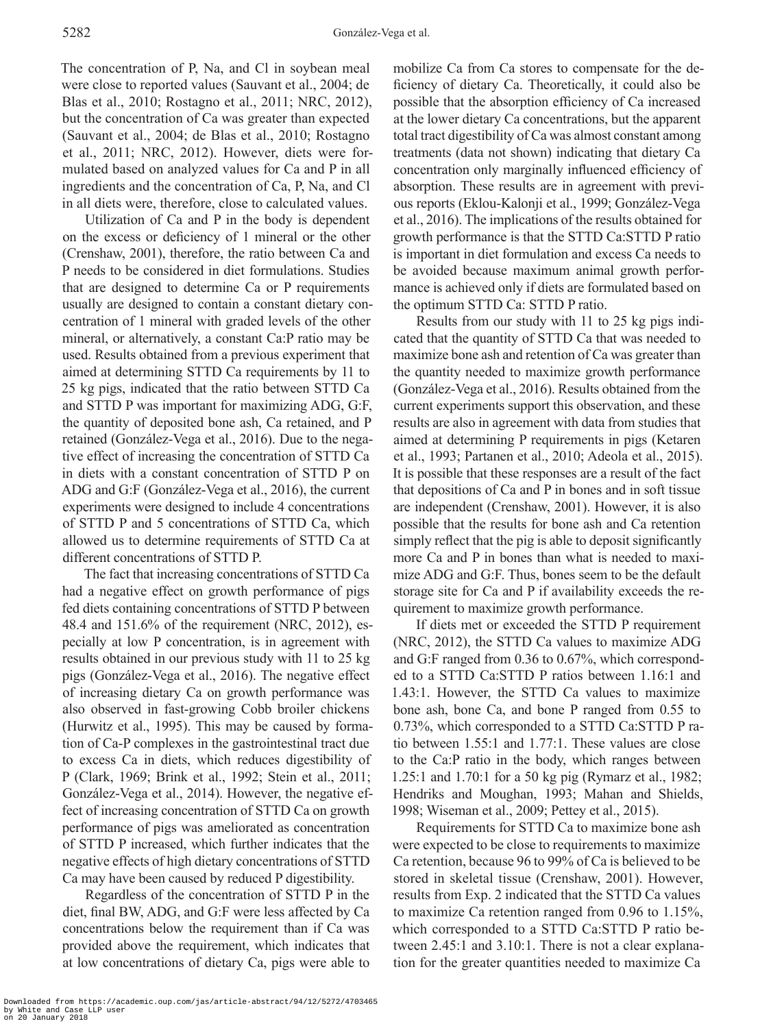The concentration of P, Na, and Cl in soybean meal were close to reported values (Sauvant et al., 2004; de Blas et al., 2010; Rostagno et al., 2011; NRC, 2012), but the concentration of Ca was greater than expected (Sauvant et al., 2004; de Blas et al., 2010; Rostagno et al., 2011; NRC, 2012). However, diets were formulated based on analyzed values for Ca and P in all ingredients and the concentration of Ca, P, Na, and Cl in all diets were, therefore, close to calculated values.

Utilization of Ca and P in the body is dependent on the excess or deficiency of 1 mineral or the other (Crenshaw, 2001), therefore, the ratio between Ca and P needs to be considered in diet formulations. Studies that are designed to determine Ca or P requirements usually are designed to contain a constant dietary concentration of 1 mineral with graded levels of the other mineral, or alternatively, a constant Ca:P ratio may be used. Results obtained from a previous experiment that aimed at determining STTD Ca requirements by 11 to 25 kg pigs, indicated that the ratio between STTD Ca and STTD P was important for maximizing ADG, G:F, the quantity of deposited bone ash, Ca retained, and P retained (González-Vega et al., 2016). Due to the negative effect of increasing the concentration of STTD Ca in diets with a constant concentration of STTD P on ADG and G:F (González-Vega et al., 2016), the current experiments were designed to include 4 concentrations of STTD P and 5 concentrations of STTD Ca, which allowed us to determine requirements of STTD Ca at different concentrations of STTD P.

The fact that increasing concentrations of STTD Ca had a negative effect on growth performance of pigs fed diets containing concentrations of STTD P between 48.4 and 151.6% of the requirement (NRC, 2012), especially at low P concentration, is in agreement with results obtained in our previous study with 11 to 25 kg pigs (González-Vega et al., 2016). The negative effect of increasing dietary Ca on growth performance was also observed in fast-growing Cobb broiler chickens (Hurwitz et al., 1995). This may be caused by formation of Ca-P complexes in the gastrointestinal tract due to excess Ca in diets, which reduces digestibility of P (Clark, 1969; Brink et al., 1992; Stein et al., 2011; González-Vega et al., 2014). However, the negative effect of increasing concentration of STTD Ca on growth performance of pigs was ameliorated as concentration of STTD P increased, which further indicates that the negative effects of high dietary concentrations of STTD Ca may have been caused by reduced P digestibility.

Regardless of the concentration of STTD P in the diet, final BW, ADG, and G:F were less affected by Ca concentrations below the requirement than if Ca was provided above the requirement, which indicates that at low concentrations of dietary Ca, pigs were able to mobilize Ca from Ca stores to compensate for the deficiency of dietary Ca. Theoretically, it could also be possible that the absorption efficiency of Ca increased at the lower dietary Ca concentrations, but the apparent total tract digestibility of Ca was almost constant among treatments (data not shown) indicating that dietary Ca concentration only marginally influenced efficiency of absorption. These results are in agreement with previous reports (Eklou-Kalonji et al., 1999; González-Vega et al., 2016). The implications of the results obtained for growth performance is that the STTD Ca:STTD P ratio is important in diet formulation and excess Ca needs to be avoided because maximum animal growth performance is achieved only if diets are formulated based on the optimum STTD Ca: STTD P ratio.

Results from our study with 11 to 25 kg pigs indicated that the quantity of STTD Ca that was needed to maximize bone ash and retention of Ca was greater than the quantity needed to maximize growth performance (González-Vega et al., 2016). Results obtained from the current experiments support this observation, and these results are also in agreement with data from studies that aimed at determining P requirements in pigs (Ketaren et al., 1993; Partanen et al., 2010; Adeola et al., 2015). It is possible that these responses are a result of the fact that depositions of Ca and P in bones and in soft tissue are independent (Crenshaw, 2001). However, it is also possible that the results for bone ash and Ca retention simply reflect that the pig is able to deposit significantly more Ca and P in bones than what is needed to maximize ADG and G:F. Thus, bones seem to be the default storage site for Ca and P if availability exceeds the requirement to maximize growth performance.

If diets met or exceeded the STTD P requirement (NRC, 2012), the STTD Ca values to maximize ADG and G:F ranged from 0.36 to 0.67%, which corresponded to a STTD Ca:STTD P ratios between 1.16:1 and 1.43:1. However, the STTD Ca values to maximize bone ash, bone Ca, and bone P ranged from 0.55 to 0.73%, which corresponded to a STTD Ca:STTD P ratio between 1.55:1 and 1.77:1. These values are close to the Ca:P ratio in the body, which ranges between 1.25:1 and 1.70:1 for a 50 kg pig (Rymarz et al., 1982; Hendriks and Moughan, 1993; Mahan and Shields, 1998; Wiseman et al., 2009; Pettey et al., 2015).

Requirements for STTD Ca to maximize bone ash were expected to be close to requirements to maximize Ca retention, because 96 to 99% of Ca is believed to be stored in skeletal tissue (Crenshaw, 2001). However, results from Exp. 2 indicated that the STTD Ca values to maximize Ca retention ranged from 0.96 to 1.15%, which corresponded to a STTD Ca:STTD P ratio between 2.45:1 and 3.10:1. There is not a clear explanation for the greater quantities needed to maximize Ca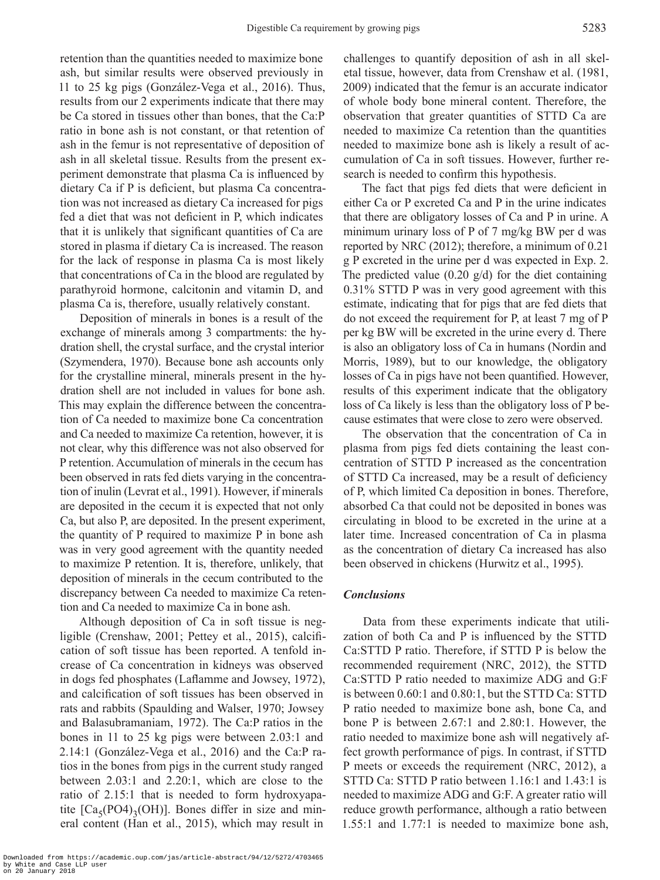retention than the quantities needed to maximize bone ash, but similar results were observed previously in 11 to 25 kg pigs (González-Vega et al., 2016). Thus, results from our 2 experiments indicate that there may be Ca stored in tissues other than bones, that the Ca:P ratio in bone ash is not constant, or that retention of ash in the femur is not representative of deposition of ash in all skeletal tissue. Results from the present experiment demonstrate that plasma Ca is influenced by dietary Ca if P is deficient, but plasma Ca concentration was not increased as dietary Ca increased for pigs fed a diet that was not deficient in P, which indicates that it is unlikely that significant quantities of Ca are stored in plasma if dietary Ca is increased. The reason for the lack of response in plasma Ca is most likely that concentrations of Ca in the blood are regulated by parathyroid hormone, calcitonin and vitamin D, and plasma Ca is, therefore, usually relatively constant.

Deposition of minerals in bones is a result of the exchange of minerals among 3 compartments: the hydration shell, the crystal surface, and the crystal interior (Szymendera, 1970). Because bone ash accounts only for the crystalline mineral, minerals present in the hydration shell are not included in values for bone ash. This may explain the difference between the concentration of Ca needed to maximize bone Ca concentration and Ca needed to maximize Ca retention, however, it is not clear, why this difference was not also observed for P retention. Accumulation of minerals in the cecum has been observed in rats fed diets varying in the concentration of inulin (Levrat et al., 1991). However, if minerals are deposited in the cecum it is expected that not only Ca, but also P, are deposited. In the present experiment, the quantity of P required to maximize P in bone ash was in very good agreement with the quantity needed to maximize P retention. It is, therefore, unlikely, that deposition of minerals in the cecum contributed to the discrepancy between Ca needed to maximize Ca retention and Ca needed to maximize Ca in bone ash.

Although deposition of Ca in soft tissue is negligible (Crenshaw, 2001; Pettey et al., 2015), calcification of soft tissue has been reported. A tenfold increase of Ca concentration in kidneys was observed in dogs fed phosphates (Laflamme and Jowsey, 1972), and calcification of soft tissues has been observed in rats and rabbits (Spaulding and Walser, 1970; Jowsey and Balasubramaniam, 1972). The Ca:P ratios in the bones in 11 to 25 kg pigs were between 2.03:1 and 2.14:1 (González-Vega et al., 2016) and the Ca:P ratios in the bones from pigs in the current study ranged between 2.03:1 and 2.20:1, which are close to the ratio of 2.15:1 that is needed to form hydroxyapatite [$Ca_5(PO4)_3(OH)$]. Bones differ in size and mineral content (Han et al., 2015), which may result in challenges to quantify deposition of ash in all skeletal tissue, however, data from Crenshaw et al. (1981, 2009) indicated that the femur is an accurate indicator of whole body bone mineral content. Therefore, the observation that greater quantities of STTD Ca are needed to maximize Ca retention than the quantities needed to maximize bone ash is likely a result of accumulation of Ca in soft tissues. However, further research is needed to confirm this hypothesis.

The fact that pigs fed diets that were deficient in either Ca or P excreted Ca and P in the urine indicates that there are obligatory losses of Ca and P in urine. A minimum urinary loss of P of 7 mg/kg BW per d was reported by NRC (2012); therefore, a minimum of 0.21 g P excreted in the urine per d was expected in Exp. 2. The predicted value (0.20 g/d) for the diet containing 0.31% STTD P was in very good agreement with this estimate, indicating that for pigs that are fed diets that do not exceed the requirement for P, at least 7 mg of P per kg BW will be excreted in the urine every d. There is also an obligatory loss of Ca in humans (Nordin and Morris, 1989), but to our knowledge, the obligatory losses of Ca in pigs have not been quantified. However, results of this experiment indicate that the obligatory loss of Ca likely is less than the obligatory loss of P because estimates that were close to zero were observed.

The observation that the concentration of Ca in plasma from pigs fed diets containing the least concentration of STTD P increased as the concentration of STTD Ca increased, may be a result of deficiency of P, which limited Ca deposition in bones. Therefore, absorbed Ca that could not be deposited in bones was circulating in blood to be excreted in the urine at a later time. Increased concentration of Ca in plasma as the concentration of dietary Ca increased has also been observed in chickens (Hurwitz et al., 1995).

### *Conclusions*

Data from these experiments indicate that utilization of both Ca and P is influenced by the STTD Ca:STTD P ratio. Therefore, if STTD P is below the recommended requirement (NRC, 2012), the STTD Ca:STTD P ratio needed to maximize ADG and G:F is between 0.60:1 and 0.80:1, but the STTD Ca: STTD P ratio needed to maximize bone ash, bone Ca, and bone P is between 2.67:1 and 2.80:1. However, the ratio needed to maximize bone ash will negatively affect growth performance of pigs. In contrast, if STTD P meets or exceeds the requirement (NRC, 2012), a STTD Ca: STTD P ratio between 1.16:1 and 1.43:1 is needed to maximize ADG and G:F. A greater ratio will reduce growth performance, although a ratio between 1.55:1 and 1.77:1 is needed to maximize bone ash,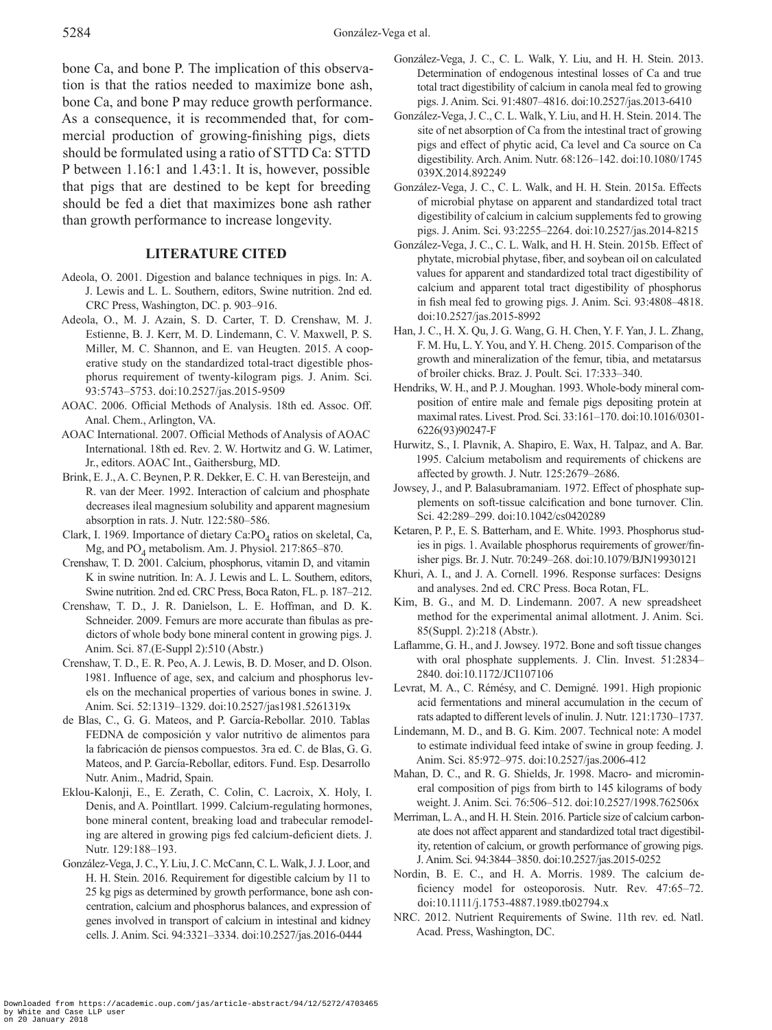bone Ca, and bone P. The implication of this observation is that the ratios needed to maximize bone ash, bone Ca, and bone P may reduce growth performance. As a consequence, it is recommended that, for commercial production of growing-finishing pigs, diets should be formulated using a ratio of STTD Ca: STTD P between 1.16:1 and 1.43:1. It is, however, possible that pigs that are destined to be kept for breeding should be fed a diet that maximizes bone ash rather than growth performance to increase longevity.

## LITERATURE CITED

Adeola, O. 2001. Digestion and balance techniques in pigs. In: A. J. Lewis and L. L. Southern, editors, Swine nutrition. 2nd ed. CRC Press, Washington, DC. p. 903–916.

Adeola, O., M. J. Azain, S. D. Carter, T. D. Crenshaw, M. J. Estienne, B. J. Kerr, M. D. Lindemann, C. V. Maxwell, P. S. Miller, M. C. Shannon, and E. van Heugten. 2015. A cooperative study on the standardized total-tract digestible phosphorus requirement of twenty-kilogram pigs. J. Anim. Sci. 93:5743–5753. doi:10.2527/jas.2015-9509

AOAC. 2006. Official Methods of Analysis. 18th ed. Assoc. Off. Anal. Chem., Arlington, VA.

AOAC International. 2007. Official Methods of Analysis of AOAC International. 18th ed. Rev. 2. W. Hortwitz and G. W. Latimer, Jr., editors. AOAC Int., Gaithersburg, MD.

Brink, E. J., A. C. Beynen, P. R. Dekker, E. C. H. van Beresteijn, and R. van der Meer. 1992. Interaction of calcium and phosphate decreases ileal magnesium solubility and apparent magnesium absorption in rats. J. Nutr. 122:580–586.

Clark, I. 1969. Importance of dietary Ca:$PO_4$ ratios on skeletal, Ca, Mg, and $PO_4$ metabolism. Am. J. Physiol. 217:865–870.

Crenshaw, T. D. 2001. Calcium, phosphorus, vitamin D, and vitamin K in swine nutrition. In: A. J. Lewis and L. L. Southern, editors, Swine nutrition. 2nd ed. CRC Press, Boca Raton, FL. p. 187–212.

Crenshaw, T. D., J. R. Danielson, L. E. Hoffman, and D. K. Schneider. 2009. Femurs are more accurate than fibulas as predictors of whole body bone mineral content in growing pigs. J. Anim. Sci. 87.(E-Suppl 2):510 (Abstr.)

Crenshaw, T. D., E. R. Peo, A. J. Lewis, B. D. Moser, and D. Olson. 1981. Influence of age, sex, and calcium and phosphorus levels on the mechanical properties of various bones in swine. J. Anim. Sci. 52:1319–1329. doi:10.2527/jas1981.5261319x

de Blas, C., G. G. Mateos, and P. García-Rebollar. 2010. Tablas FEDNA de composición y valor nutritivo de alimentos para la fabricación de piensos compuestos. 3ra ed. C. de Blas, G. G. Mateos, and P. García-Rebollar, editors. Fund. Esp. Desarrollo Nutr. Anim., Madrid, Spain.

Eklou-Kalonji, E., E. Zerath, C. Colin, C. Lacroix, X. Holy, I. Denis, and A. Pointllart. 1999. Calcium-regulating hormones, bone mineral content, breaking load and trabecular remodeling are altered in growing pigs fed calcium-deficient diets. J. Nutr. 129:188–193.

González-Vega, J. C., Y. Liu, J. C. McCann, C. L. Walk, J. J. Loor, and H. H. Stein. 2016. Requirement for digestible calcium by 11 to 25 kg pigs as determined by growth performance, bone ash concentration, calcium and phosphorus balances, and expression of genes involved in transport of calcium in intestinal and kidney cells. J. Anim. Sci. 94:3321–3334. doi:10.2527/jas.2016-0444

González-Vega, J. C., C. L. Walk, Y. Liu, and H. H. Stein. 2013. Determination of endogenous intestinal losses of Ca and true total tract digestibility of calcium in canola meal fed to growing pigs. J. Anim. Sci. 91:4807–4816. doi:10.2527/jas.2013-6410

González-Vega, J. C., C. L. Walk, Y. Liu, and H. H. Stein. 2014. The site of net absorption of Ca from the intestinal tract of growing pigs and effect of phytic acid, Ca level and Ca source on Ca digestibility. Arch. Anim. Nutr. 68:126–142. doi:10.1080/1745039X.2014.892249

González-Vega, J. C., C. L. Walk, and H. H. Stein. 2015a. Effects of microbial phytase on apparent and standardized total tract digestibility of calcium in calcium supplements fed to growing pigs. J. Anim. Sci. 93:2255–2264. doi:10.2527/jas.2014-8215

González-Vega, J. C., C. L. Walk, and H. H. Stein. 2015b. Effect of phytate, microbial phytase, fiber, and soybean oil on calculated values for apparent and standardized total tract digestibility of calcium and apparent total tract digestibility of phosphorus in fish meal fed to growing pigs. J. Anim. Sci. 93:4808–4818. doi:10.2527/jas.2015-8992

Han, J. C., H. X. Qu, J. G. Wang, G. H. Chen, Y. F. Yan, J. L. Zhang, F. M. Hu, L. Y. You, and Y. H. Cheng. 2015. Comparison of the growth and mineralization of the femur, tibia, and metatarsus of broiler chicks. Braz. J. Poult. Sci. 17:333–340.

Hendriks, W. H., and P. J. Moughan. 1993. Whole-body mineral composition of entire male and female pigs depositing protein at maximal rates. Livest. Prod. Sci. 33:161–170. doi:10.1016/0301-6226(93)90247-F

Hurwitz, S., I. Plavnik, A. Shapiro, E. Wax, H. Talpaz, and A. Bar. 1995. Calcium metabolism and requirements of chickens are affected by growth. J. Nutr. 125:2679–2686.

Jowsey, J., and P. Balasubramaniam. 1972. Effect of phosphate supplements on soft-tissue calcification and bone turnover. Clin. Sci. 42:289–299. doi:10.1042/cs0420289

Ketaren, P. P., E. S. Batterham, and E. White. 1993. Phosphorus studies in pigs. 1. Available phosphorus requirements of grower/finisher pigs. Br. J. Nutr. 70:249–268. doi:10.1079/BJN19930121

Khuri, A. I., and J. A. Cornell. 1996. Response surfaces: Designs and analyses. 2nd ed. CRC Press. Boca Rotan, FL.

Kim, B. G., and M. D. Lindemann. 2007. A new spreadsheet method for the experimental animal allotment. J. Anim. Sci. 85(Suppl. 2):218 (Abstr.).

Laflamme, G. H., and J. Jowsey. 1972. Bone and soft tissue changes with oral phosphate supplements. J. Clin. Invest. 51:2834–2840. doi:10.1172/JCI107106

Levrat, M. A., C. Rémésy, and C. Demigné. 1991. High propionic acid fermentations and mineral accumulation in the cecum of rats adapted to different levels of inulin. J. Nutr. 121:1730–1737.

Lindemann, M. D., and B. G. Kim. 2007. Technical note: A model to estimate individual feed intake of swine in group feeding. J. Anim. Sci. 85:972–975. doi:10.2527/jas.2006-412

Mahan, D. C., and R. G. Shields, Jr. 1998. Macro- and micromineral composition of pigs from birth to 145 kilograms of body weight. J. Anim. Sci. 76:506–512. doi:10.2527/1998.762506x

Merriman, L. A., and H. H. Stein. 2016. Particle size of calcium carbonate does not affect apparent and standardized total tract digestibility, retention of calcium, or growth performance of growing pigs. J. Anim. Sci. 94:3844–3850. doi:10.2527/jas.2015-0252

Nordin, B. E. C., and H. A. Morris. 1989. The calcium deficiency model for osteoporosis. Nutr. Rev. 47:65–72. doi:10.1111/j.1753-4887.1989.tb02794.x

NRC. 2012. Nutrient Requirements of Swine. 11th rev. ed. Natl. Acad. Press, Washington, DC.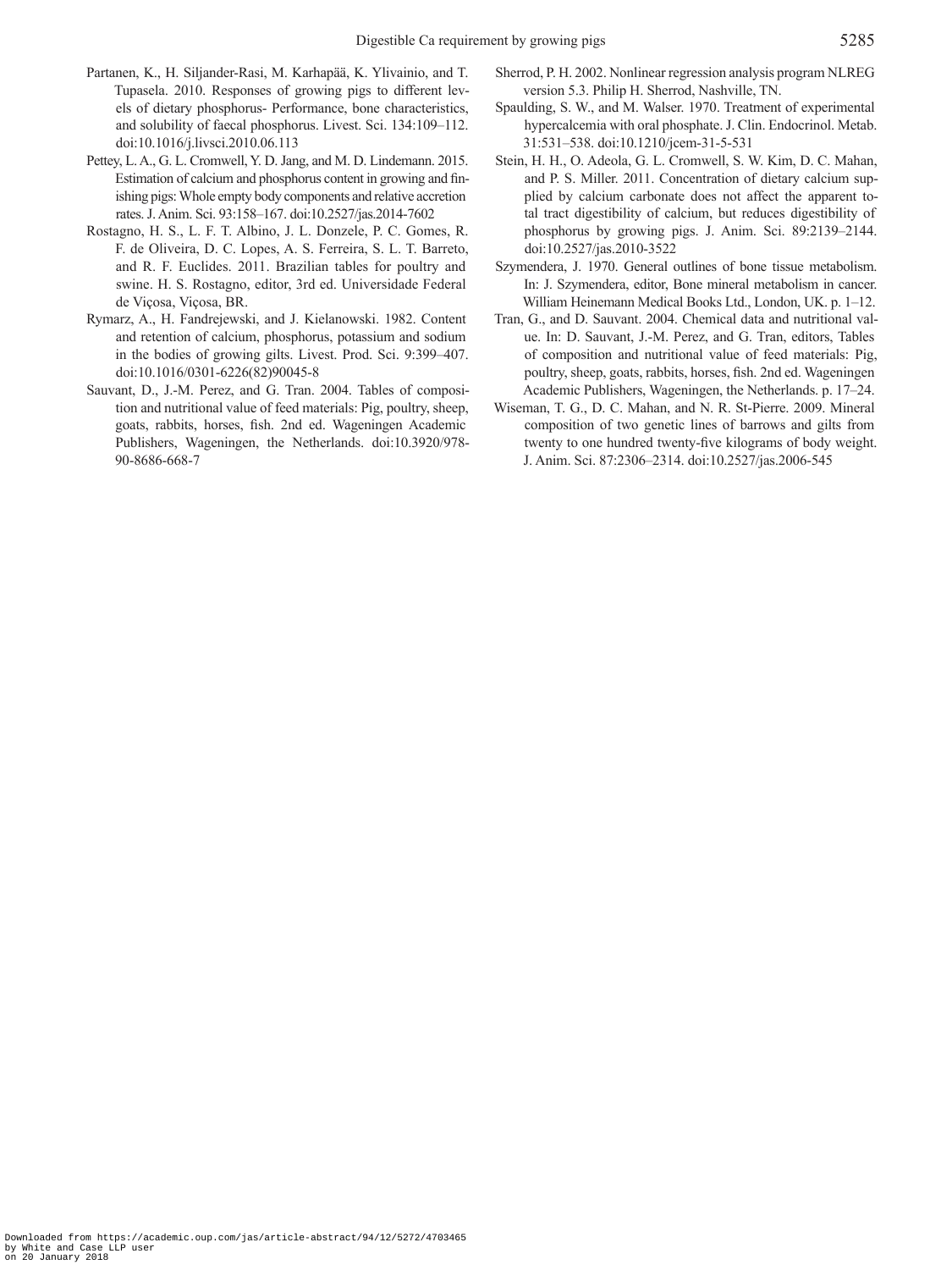Partanen, K., H. Siljander-Rasi, M. Karhapää, K. Ylivainio, and T. Tupasela. 2010. Responses of growing pigs to different levels of dietary phosphorus- Performance, bone characteristics, and solubility of faecal phosphorus. Livest. Sci. 134:109–112. doi:10.1016/j.livsci.2010.06.113

Pettey, L. A., G. L. Cromwell, Y. D. Jang, and M. D. Lindemann. 2015. Estimation of calcium and phosphorus content in growing and finishing pigs: Whole empty body components and relative accretion rates. J. Anim. Sci. 93:158–167. doi:10.2527/jas.2014-7602

Rostagno, H. S., L. F. T. Albino, J. L. Donzele, P. C. Gomes, R. F. de Oliveira, D. C. Lopes, A. S. Ferreira, S. L. T. Barreto, and R. F. Euclides. 2011. Brazilian tables for poultry and swine. H. S. Rostagno, editor, 3rd ed. Universidade Federal de Viçosa, Viçosa, BR.

Rymarz, A., H. Fandrejewski, and J. Kielanowski. 1982. Content and retention of calcium, phosphorus, potassium and sodium in the bodies of growing gilts. Livest. Prod. Sci. 9:399–407. doi:10.1016/0301-6226(82)90045-8

Sauvant, D., J.-M. Perez, and G. Tran. 2004. Tables of composition and nutritional value of feed materials: Pig, poultry, sheep, goats, rabbits, horses, fish. 2nd ed. Wageningen Academic Publishers, Wageningen, the Netherlands. doi:10.3920/978-90-8686-668-7

Sherrod, P. H. 2002. Nonlinear regression analysis program NLREG version 5.3. Philip H. Sherrod, Nashville, TN.

Spaulding, S. W., and M. Walser. 1970. Treatment of experimental hypercalcemia with oral phosphate. J. Clin. Endocrinol. Metab. 31:531–538. doi:10.1210/jcem-31-5-531

Stein, H. H., O. Adeola, G. L. Cromwell, S. W. Kim, D. C. Mahan, and P. S. Miller. 2011. Concentration of dietary calcium supplied by calcium carbonate does not affect the apparent total tract digestibility of calcium, but reduces digestibility of phosphorus by growing pigs. J. Anim. Sci. 89:2139–2144. doi:10.2527/jas.2010-3522

Szymendera, J. 1970. General outlines of bone tissue metabolism. In: J. Szymendera, editor, Bone mineral metabolism in cancer. William Heinemann Medical Books Ltd., London, UK. p. 1–12.

Tran, G., and D. Sauvant. 2004. Chemical data and nutritional value. In: D. Sauvant, J.-M. Perez, and G. Tran, editors, Tables of composition and nutritional value of feed materials: Pig, poultry, sheep, goats, rabbits, horses, fish. 2nd ed. Wageningen Academic Publishers, Wageningen, the Netherlands. p. 17–24.

Wiseman, T. G., D. C. Mahan, and N. R. St-Pierre. 2009. Mineral composition of two genetic lines of barrows and gilts from twenty to one hundred twenty-five kilograms of body weight. J. Anim. Sci. 87:2306–2314. doi:10.2527/jas.2006-545